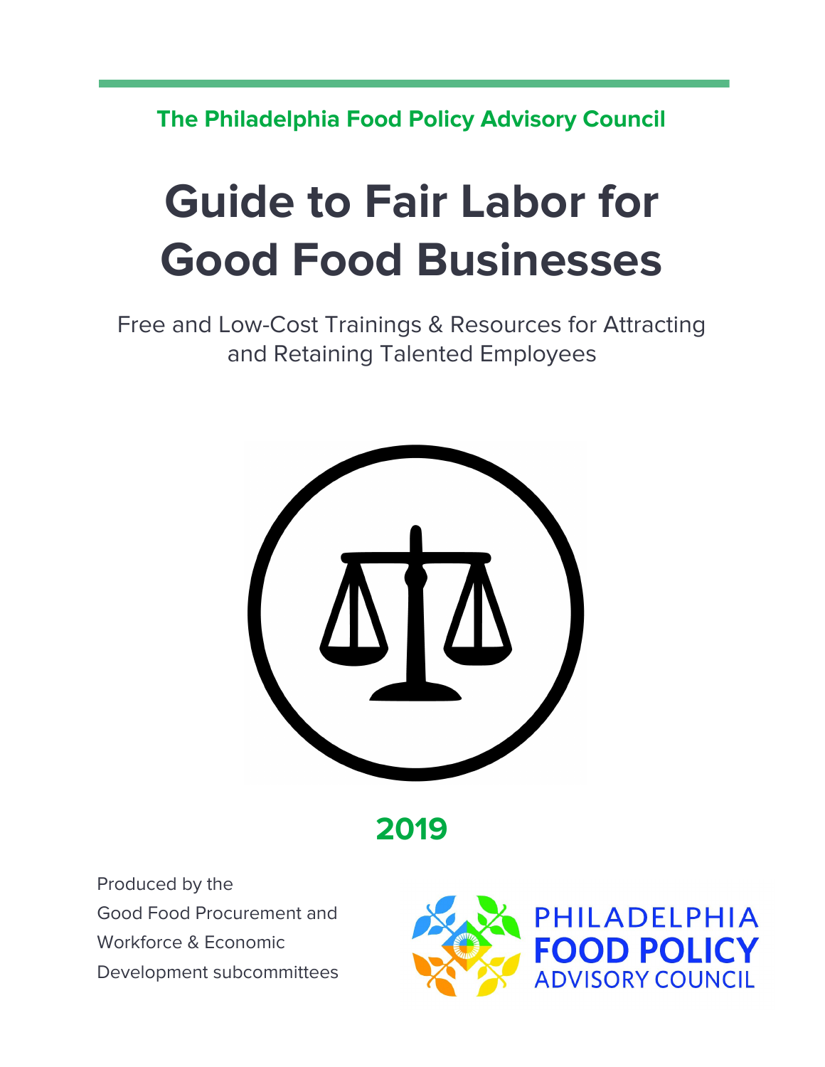The Philadelphia Food Policy Advisory Council

# Guide to Fair Labor for Good Food Businesses

Free and Low-Cost Trainings & Resources for Attracting and Retaining Talented Employees

**2019**

Produced by the Good Food Procurement and Workforce & Economic Development subcommittees

PHILADELPHIA FOOD POLICY ADVISORY COUNCIL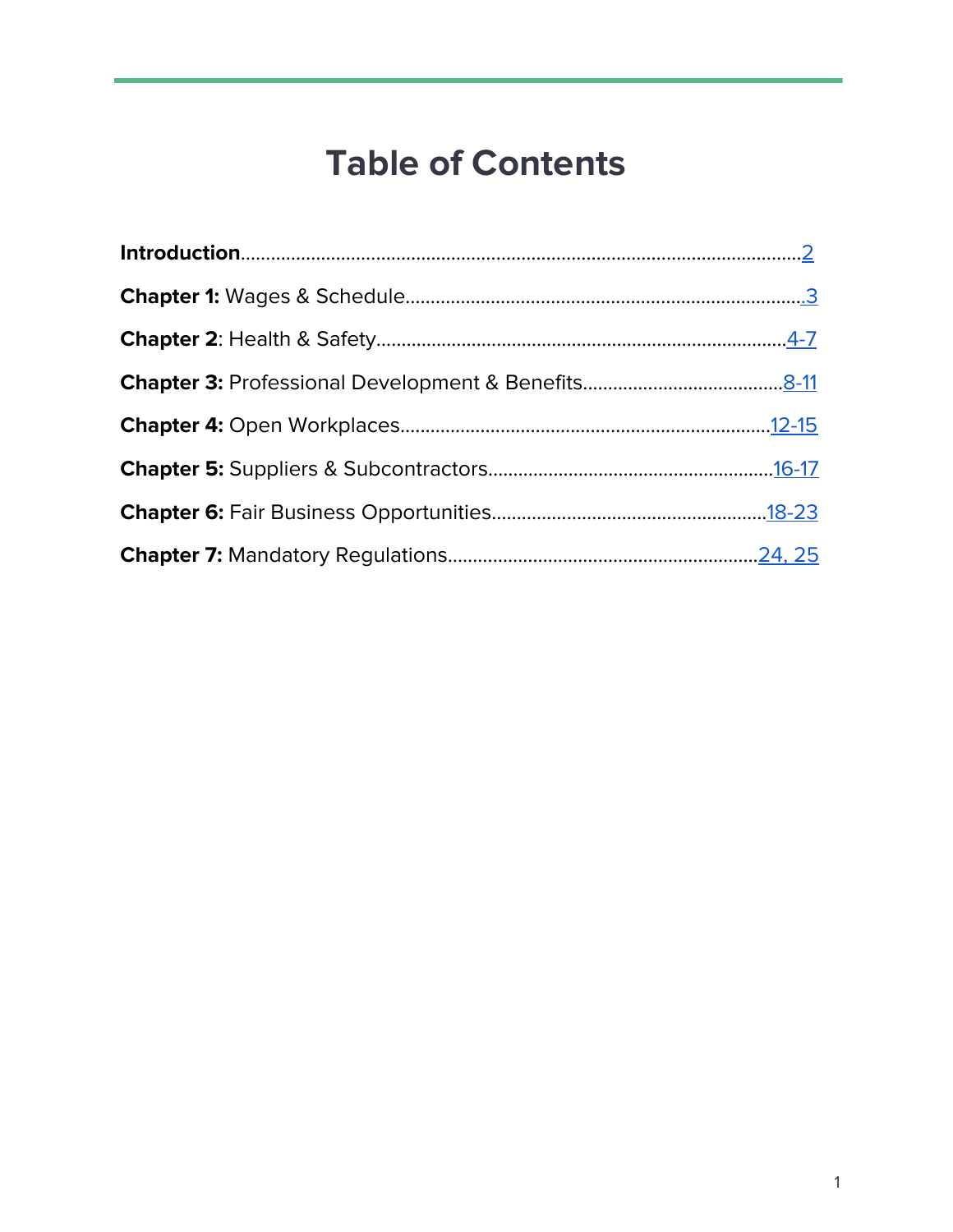# Table of Contents

**Introduction**............................................................................................................2

**Chapter 1:** Wages & Schedule..............................................................................3

**Chapter 2**: Health & Safety.................................................................................4-7

**Chapter 3:** Professional Development & Benefits........................................8-11

**Chapter 4:** Open Workplaces.........................................................................12-15

**Chapter 5:** Suppliers & Subcontractors........................................................16-17

**Chapter 6:** Fair Business Opportunities......................................................18-23

**Chapter 7:** Mandatory Regulations.............................................................24, 25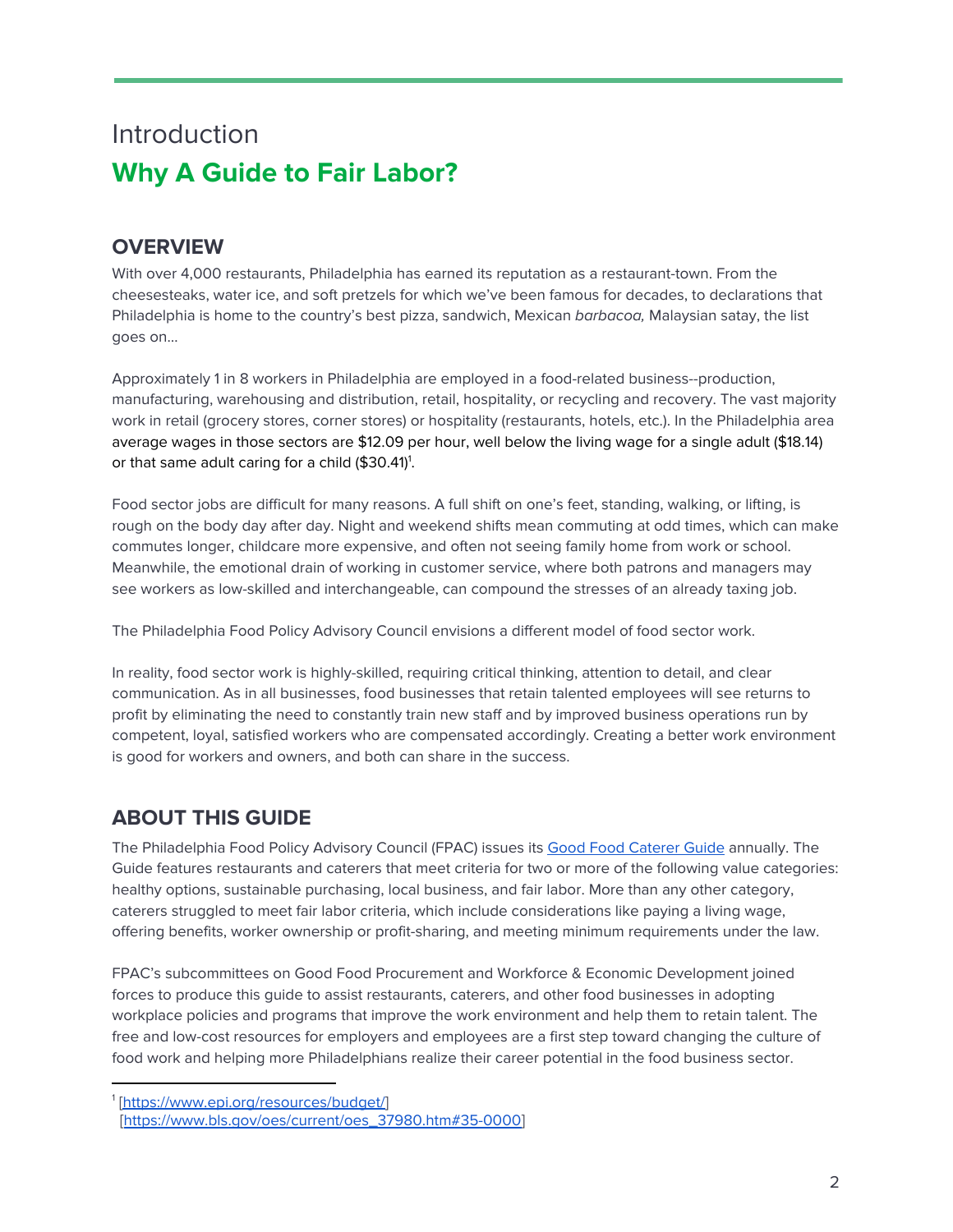# Introduction

## Why A Guide to Fair Labor?

### OVERVIEW

With over 4,000 restaurants, Philadelphia has earned its reputation as a restaurant-town. From the cheesesteaks, water ice, and soft pretzels for which we've been famous for decades, to declarations that Philadelphia is home to the country's best pizza, sandwich, Mexican *barbacoa,* Malaysian satay, the list goes on…

Approximately 1 in 8 workers in Philadelphia are employed in a food-related business--production, manufacturing, warehousing and distribution, retail, hospitality, or recycling and recovery. The vast majority work in retail (grocery stores, corner stores) or hospitality (restaurants, hotels, etc.). In the Philadelphia area average wages in those sectors are $12.09 per hour, well below the living wage for a single adult ($18.14) or that same adult caring for a child ($30.41)[1].

Food sector jobs are difficult for many reasons. A full shift on one's feet, standing, walking, or lifting, is rough on the body day after day. Night and weekend shifts mean commuting at odd times, which can make commutes longer, childcare more expensive, and often not seeing family home from work or school. Meanwhile, the emotional drain of working in customer service, where both patrons and managers may see workers as low-skilled and interchangeable, can compound the stresses of an already taxing job.

The Philadelphia Food Policy Advisory Council envisions a different model of food sector work.

In reality, food sector work is highly-skilled, requiring critical thinking, attention to detail, and clear communication. As in all businesses, food businesses that retain talented employees will see returns to profit by eliminating the need to constantly train new staff and by improved business operations run by competent, loyal, satisfied workers who are compensated accordingly. Creating a better work environment is good for workers and owners, and both can share in the success.

### ABOUT THIS GUIDE

The Philadelphia Food Policy Advisory Council (FPAC) issues its [Good Food Caterer Guide] annually. The Guide features restaurants and caterers that meet criteria for two or more of the following value categories: healthy options, sustainable purchasing, local business, and fair labor. More than any other category, caterers struggled to meet fair labor criteria, which include considerations like paying a living wage, offering benefits, worker ownership or profit-sharing, and meeting minimum requirements under the law.

FPAC's subcommittees on Good Food Procurement and Workforce & Economic Development joined forces to produce this guide to assist restaurants, caterers, and other food businesses in adopting workplace policies and programs that improve the work environment and help them to retain talent. The free and low-cost resources for employers and employees are a first step toward changing the culture of food work and helping more Philadelphians realize their career potential in the food business sector.

---

[1] [https://www.epi.org/resources/budget/]
[https://www.bls.gov/oes/current/oes_37980.htm#35-0000]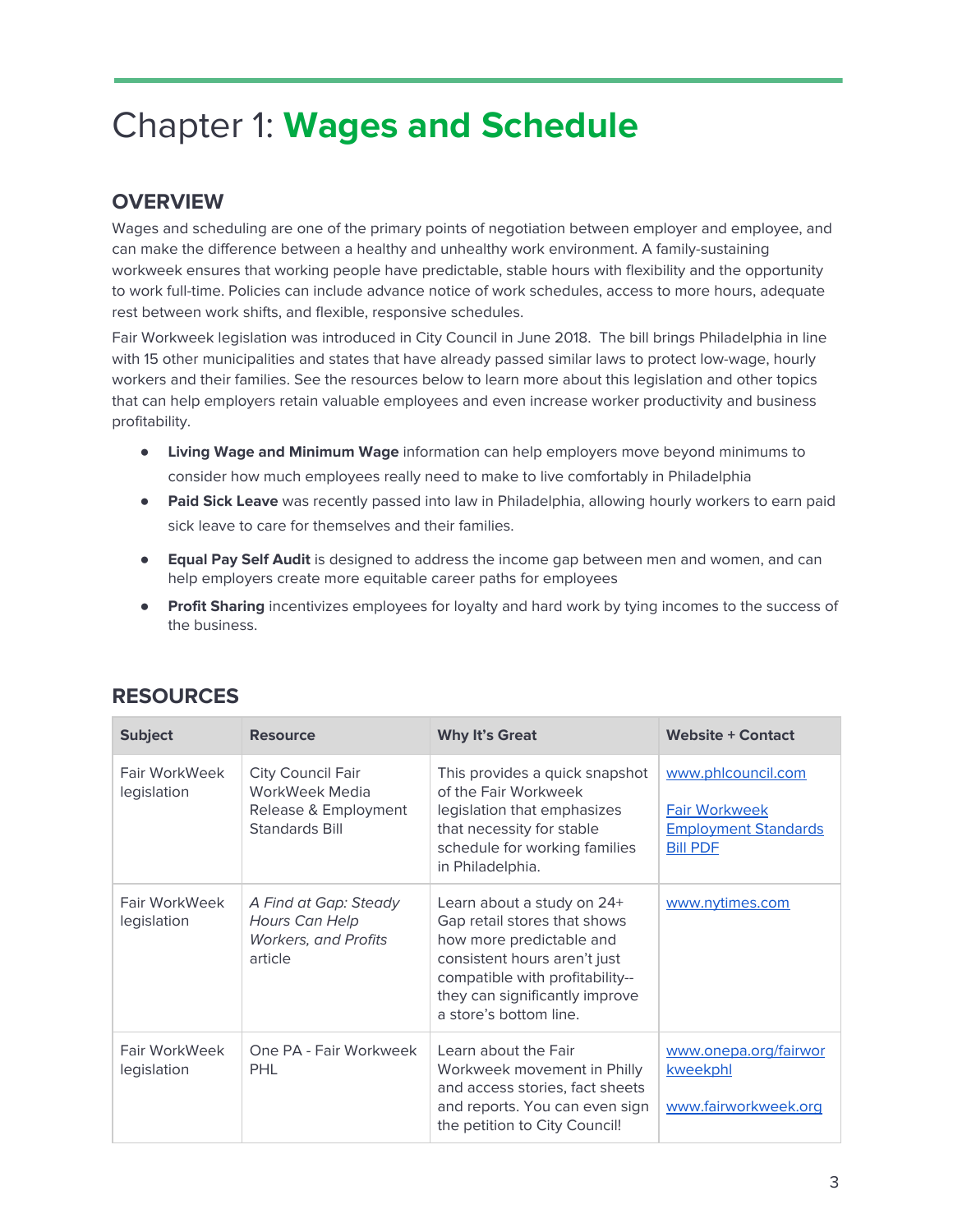# Chapter 1: **Wages and Schedule**

## OVERVIEW

Wages and scheduling are one of the primary points of negotiation between employer and employee, and can make the difference between a healthy and unhealthy work environment. A family-sustaining workweek ensures that working people have predictable, stable hours with flexibility and the opportunity to work full-time. Policies can include advance notice of work schedules, access to more hours, adequate rest between work shifts, and flexible, responsive schedules.

Fair Workweek legislation was introduced in City Council in June 2018. The bill brings Philadelphia in line with 15 other municipalities and states that have already passed similar laws to protect low-wage, hourly workers and their families. See the resources below to learn more about this legislation and other topics that can help employers retain valuable employees and even increase worker productivity and business profitability.

- **Living Wage and Minimum Wage** information can help employers move beyond minimums to consider how much employees really need to make to live comfortably in Philadelphia
- **Paid Sick Leave** was recently passed into law in Philadelphia, allowing hourly workers to earn paid sick leave to care for themselves and their families.
- **Equal Pay Self Audit** is designed to address the income gap between men and women, and can help employers create more equitable career paths for employees
- **Profit Sharing** incentivizes employees for loyalty and hard work by tying incomes to the success of the business.

## RESOURCES

| Subject | Resource | Why It's Great | Website + Contact |
|---|---|---|---|
| Fair WorkWeek legislation | City Council Fair WorkWeek Media Release & Employment Standards Bill | This provides a quick snapshot of the Fair Workweek legislation that emphasizes that necessity for stable schedule for working families in Philadelphia. | www.phlcouncil.com<br><br>Fair Workweek Employment Standards Bill PDF |
| Fair WorkWeek legislation | *A Find at Gap: Steady Hours Can Help Workers, and Profits* article | Learn about a study on 24+ Gap retail stores that shows how more predictable and consistent hours aren't just compatible with profitability-- they can significantly improve a store's bottom line. | www.nytimes.com |
| Fair WorkWeek legislation | One PA - Fair Workweek PHL | Learn about the Fair Workweek movement in Philly and access stories, fact sheets and reports. You can even sign the petition to City Council! | www.onepa.org/fairworkweekphl<br><br>www.fairworkweek.org |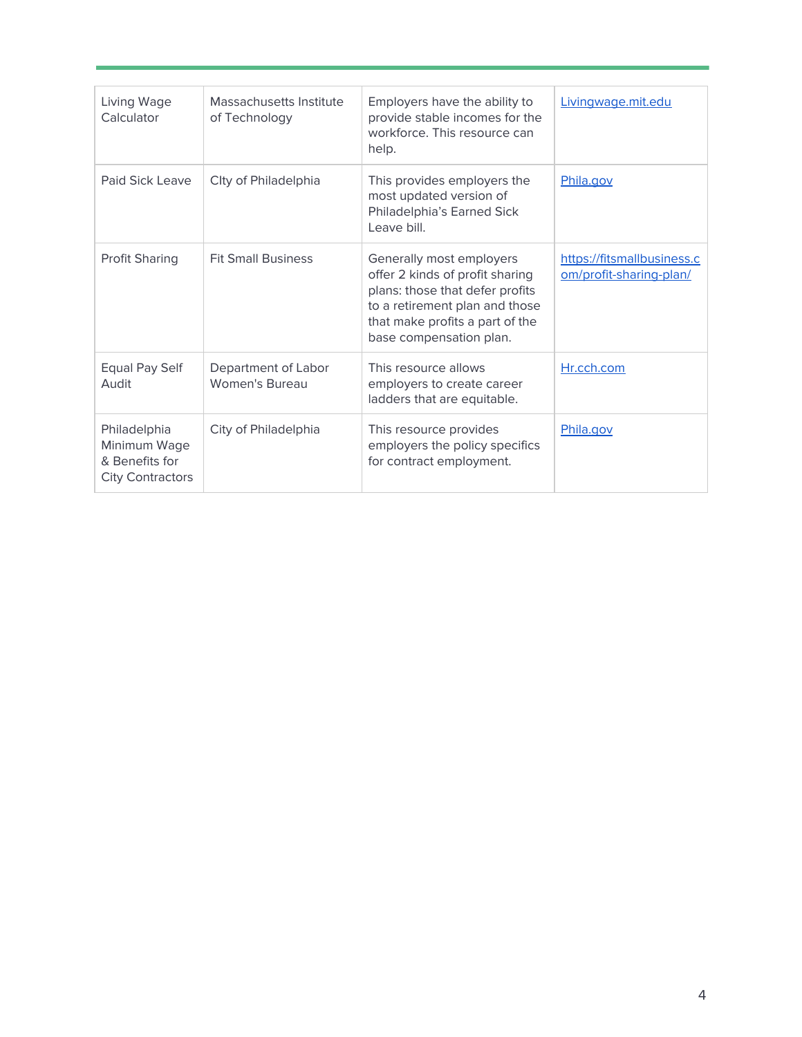| Living Wage Calculator | Massachusetts Institute of Technology | Employers have the ability to provide stable incomes for the workforce. This resource can help. | [Livingwage.mit.edu](Livingwage.mit.edu) |
|---|---|---|---|
| Paid Sick Leave | CIty of Philadelphia | This provides employers the most updated version of Philadelphia's Earned Sick Leave bill. | [Phila.gov](Phila.gov) |
| Profit Sharing | Fit Small Business | Generally most employers offer 2 kinds of profit sharing plans: those that defer profits to a retirement plan and those that make profits a part of the base compensation plan. | [https://fitsmallbusiness.com/profit-sharing-plan/](https://fitsmallbusiness.com/profit-sharing-plan/) |
| Equal Pay Self Audit | Department of Labor Women's Bureau | This resource allows employers to create career ladders that are equitable. | [Hr.cch.com](Hr.cch.com) |
| Philadelphia Minimum Wage & Benefits for City Contractors | City of Philadelphia | This resource provides employers the policy specifics for contract employment. | [Phila.gov](Phila.gov) |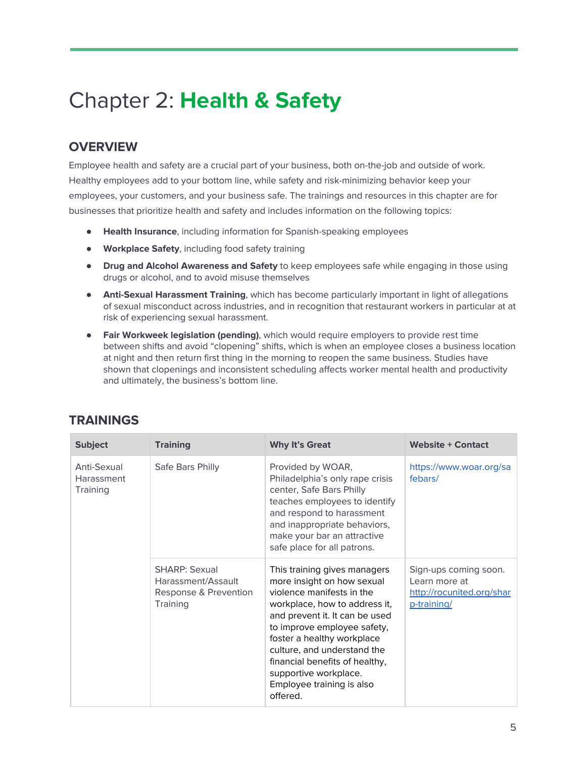# Chapter 2: **Health & Safety**

## OVERVIEW

Employee health and safety are a crucial part of your business, both on-the-job and outside of work. Healthy employees add to your bottom line, while safety and risk-minimizing behavior keep your employees, your customers, and your business safe. The trainings and resources in this chapter are for businesses that prioritize health and safety and includes information on the following topics:

- **Health Insurance**, including information for Spanish-speaking employees
- **Workplace Safety**, including food safety training
- **Drug and Alcohol Awareness and Safety** to keep employees safe while engaging in those using drugs or alcohol, and to avoid misuse themselves
- **Anti-Sexual Harassment Training**, which has become particularly important in light of allegations of sexual misconduct across industries, and in recognition that restaurant workers in particular at at risk of experiencing sexual harassment.
- **Fair Workweek legislation (pending)**, which would require employers to provide rest time between shifts and avoid "clopening" shifts, which is when an employee closes a business location at night and then return first thing in the morning to reopen the same business. Studies have shown that clopenings and inconsistent scheduling affects worker mental health and productivity and ultimately, the business's bottom line.

## TRAININGS

| Subject | Training | Why It's Great | Website + Contact |
|---|---|---|---|
| Anti-Sexual Harassment Training | Safe Bars Philly | Provided by WOAR, Philadelphia's only rape crisis center, Safe Bars Philly teaches employees to identify and respond to harassment and inappropriate behaviors, make your bar an attractive safe place for all patrons. | https://www.woar.org/safebars/ |
| | SHARP: Sexual Harassment/Assault Response & Prevention Training | This training gives managers more insight on how sexual violence manifests in the workplace, how to address it, and prevent it. It can be used to improve employee safety, foster a healthy workplace culture, and understand the financial benefits of healthy, supportive workplace. Employee training is also offered. | Sign-ups coming soon. Learn more at http://rocunited.org/sharp-training/ |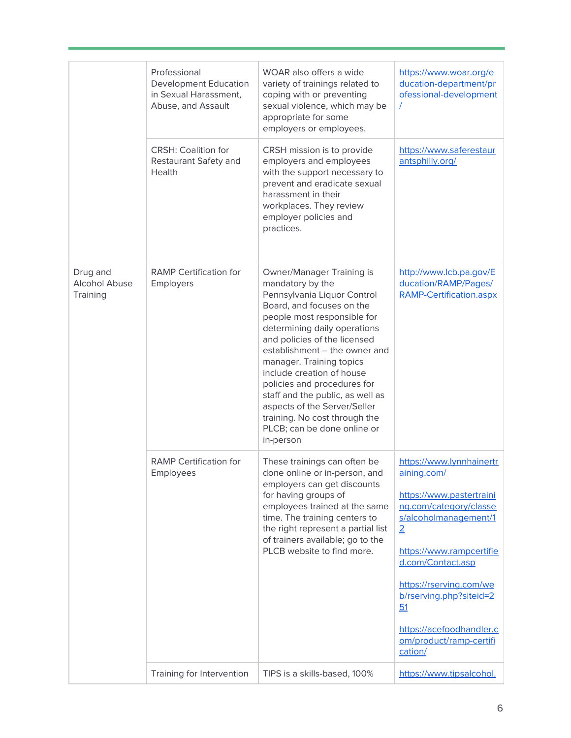| | | | |
|---|---|---|---|
| | Professional Development Education in Sexual Harassment, Abuse, and Assault | WOAR also offers a wide variety of trainings related to coping with or preventing sexual violence, which may be appropriate for some employers or employees. | https://www.woar.org/education-department/professional-development/ |
| | CRSH: Coalition for Restaurant Safety and Health | CRSH mission is to provide employers and employees with the support necessary to prevent and eradicate sexual harassment in their workplaces. They review employer policies and practices. | https://www.saferestaurantsphilly.org/ |
| Drug and Alcohol Abuse Training | RAMP Certification for Employers | Owner/Manager Training is mandatory by the Pennsylvania Liquor Control Board, and focuses on the people most responsible for determining daily operations and policies of the licensed establishment – the owner and manager. Training topics include creation of house policies and procedures for staff and the public, as well as aspects of the Server/Seller training. No cost through the PLCB; can be done online or in-person | http://www.lcb.pa.gov/Education/RAMP/Pages/RAMP-Certification.aspx |
| | RAMP Certification for Employees | These trainings can often be done online or in-person, and employers can get discounts for having groups of employees trained at the same time. The training centers to the right represent a partial list of trainers available; go to the PLCB website to find more. | https://www.lynnhainertraining.com/<br><br>https://www.pastertraining.com/category/classes/alcoholmanagement/12<br><br>https://www.rampcertified.com/Contact.asp<br><br>https://rserving.com/web/rserving.php?siteid=251<br><br>https://acefoodhandler.com/product/ramp-certification/ |
| | Training for Intervention | TIPS is a skills-based, 100% | https://www.tipsalcohol. |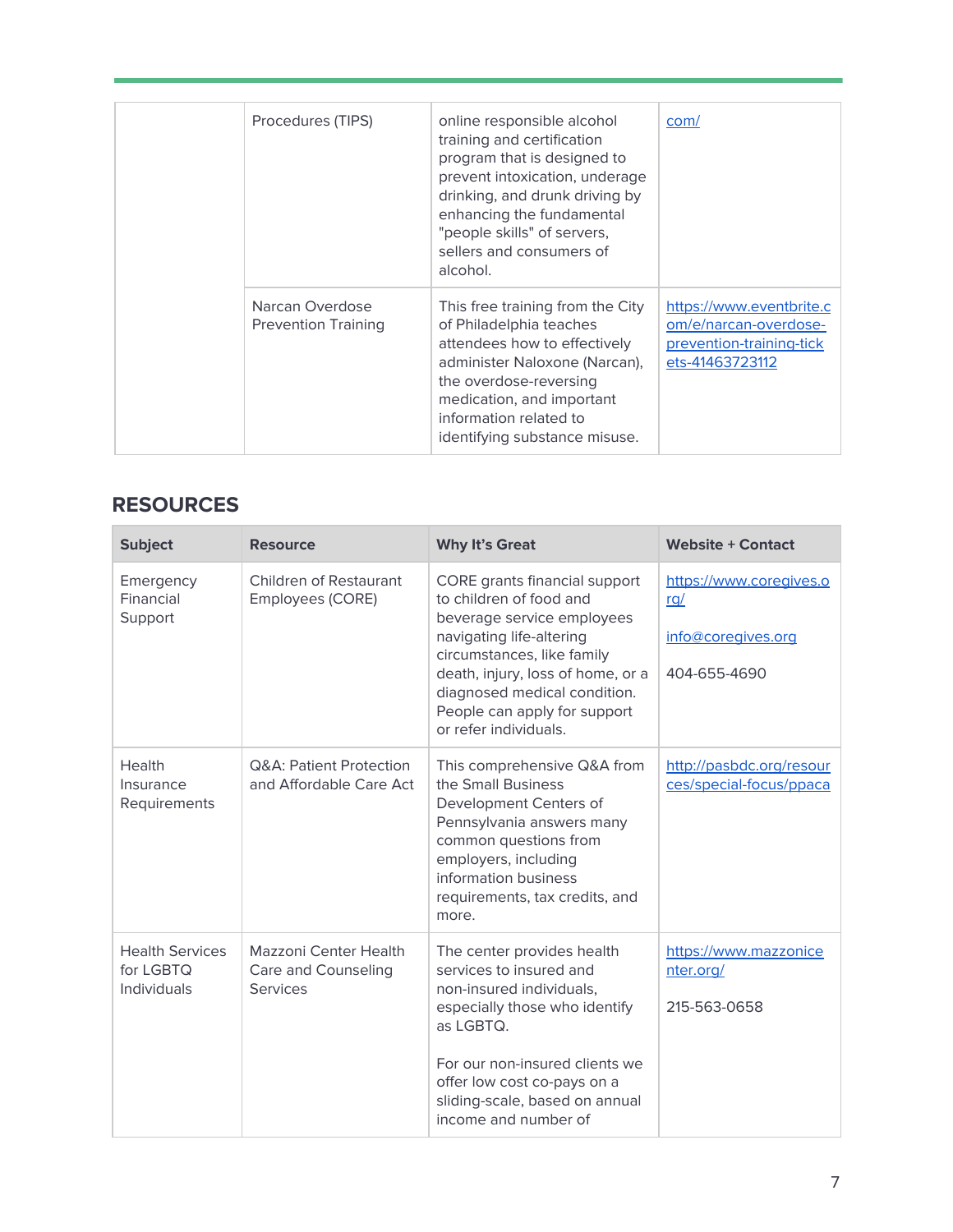| | Procedures (TIPS) | online responsible alcohol training and certification program that is designed to prevent intoxication, underage drinking, and drunk driving by enhancing the fundamental "people skills" of servers, sellers and consumers of alcohol. | com/ |
|---|---|---|---|
| | Narcan Overdose Prevention Training | This free training from the City of Philadelphia teaches attendees how to effectively administer Naloxone (Narcan), the overdose-reversing medication, and important information related to identifying substance misuse. | https://www.eventbrite.com/e/narcan-overdose-prevention-training-tickets-41463723112 |

## RESOURCES

| Subject | Resource | Why It's Great | Website + Contact |
|---|---|---|---|
| Emergency Financial Support | Children of Restaurant Employees (CORE) | CORE grants financial support to children of food and beverage service employees navigating life-altering circumstances, like family death, injury, loss of home, or a diagnosed medical condition. People can apply for support or refer individuals. | https://www.coregives.org/<br><br>info@coregives.org<br><br>404-655-4690 |
| Health Insurance Requirements | Q&A: Patient Protection and Affordable Care Act | This comprehensive Q&A from the Small Business Development Centers of Pennsylvania answers many common questions from employers, including information business requirements, tax credits, and more. | http://pasbdc.org/resources/special-focus/ppaca |
| Health Services for LGBTQ Individuals | Mazzoni Center Health Care and Counseling Services | The center provides health services to insured and non-insured individuals, especially those who identify as LGBTQ.<br><br>For our non-insured clients we offer low cost co-pays on a sliding-scale, based on annual income and number of | https://www.mazzonicenter.org/<br><br>215-563-0658 |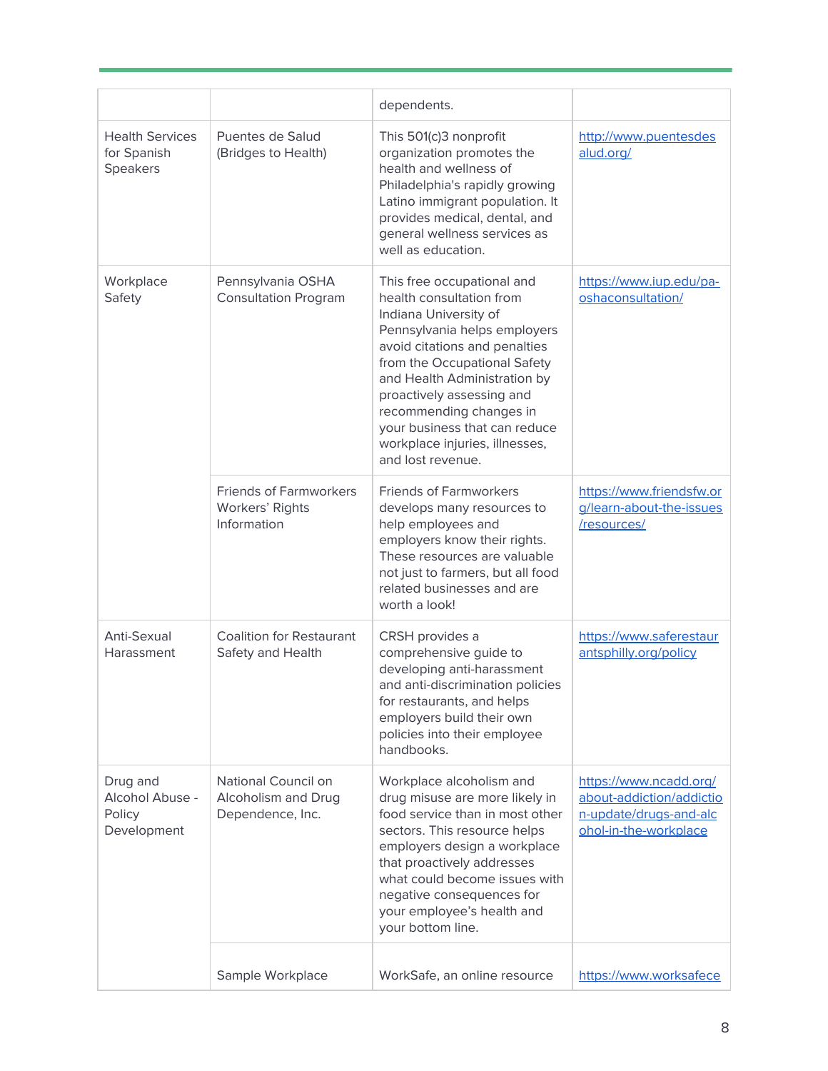| | | dependents. | |
|---|---|---|---|
| Health Services for Spanish Speakers | Puentes de Salud (Bridges to Health) | This 501(c)3 nonprofit organization promotes the health and wellness of Philadelphia's rapidly growing Latino immigrant population. It provides medical, dental, and general wellness services as well as education. | http://www.puentesdesalud.org/ |
| Workplace Safety | Pennsylvania OSHA Consultation Program | This free occupational and health consultation from Indiana University of Pennsylvania helps employers avoid citations and penalties from the Occupational Safety and Health Administration by proactively assessing and recommending changes in your business that can reduce workplace injuries, illnesses, and lost revenue. | https://www.iup.edu/pa-oshaconsultation/ |
| | Friends of Farmworkers Workers' Rights Information | Friends of Farmworkers develops many resources to help employees and employers know their rights. These resources are valuable not just to farmers, but all food related businesses and are worth a look! | https://www.friendsfw.org/learn-about-the-issues/resources/ |
| Anti-Sexual Harassment | Coalition for Restaurant Safety and Health | CRSH provides a comprehensive guide to developing anti-harassment and anti-discrimination policies for restaurants, and helps employers build their own policies into their employee handbooks. | https://www.saferestaurantsphilly.org/policy |
| Drug and Alcohol Abuse - Policy Development | National Council on Alcoholism and Drug Dependence, Inc. | Workplace alcoholism and drug misuse are more likely in food service than in most other sectors. This resource helps employers design a workplace that proactively addresses what could become issues with negative consequences for your employee's health and your bottom line. | https://www.ncadd.org/about-addiction/addiction-update/drugs-and-alcohol-in-the-workplace |
| | Sample Workplace | WorkSafe, an online resource | https://www.worksafece |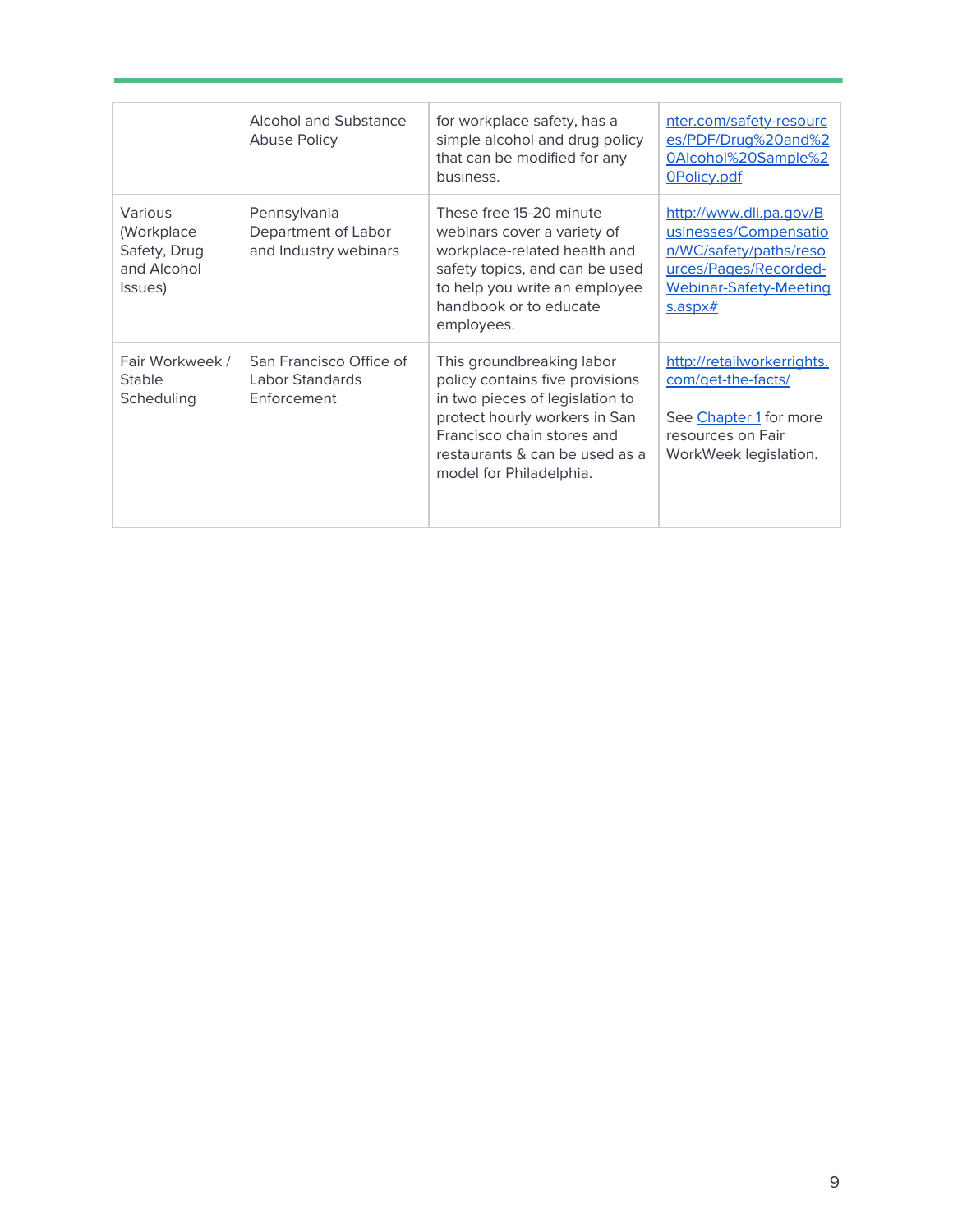| | | | |
|---|---|---|---|
| | Alcohol and Substance Abuse Policy | for workplace safety, has a simple alcohol and drug policy that can be modified for any business. | nter.com/safety-resources/PDF/Drug%20and%20Alcohol%20Sample%20Policy.pdf |
| Various (Workplace Safety, Drug and Alcohol Issues) | Pennsylvania Department of Labor and Industry webinars | These free 15-20 minute webinars cover a variety of workplace-related health and safety topics, and can be used to help you write an employee handbook or to educate employees. | http://www.dli.pa.gov/Businesses/Compensation/WC/safety/paths/resources/Pages/Recorded-Webinar-Safety-Meetings.aspx# |
| Fair Workweek / Stable Scheduling | San Francisco Office of Labor Standards Enforcement | This groundbreaking labor policy contains five provisions in two pieces of legislation to protect hourly workers in San Francisco chain stores and restaurants & can be used as a model for Philadelphia. | http://retailworkerrights.com/get-the-facts/<br><br>See Chapter 1 for more resources on Fair WorkWeek legislation. |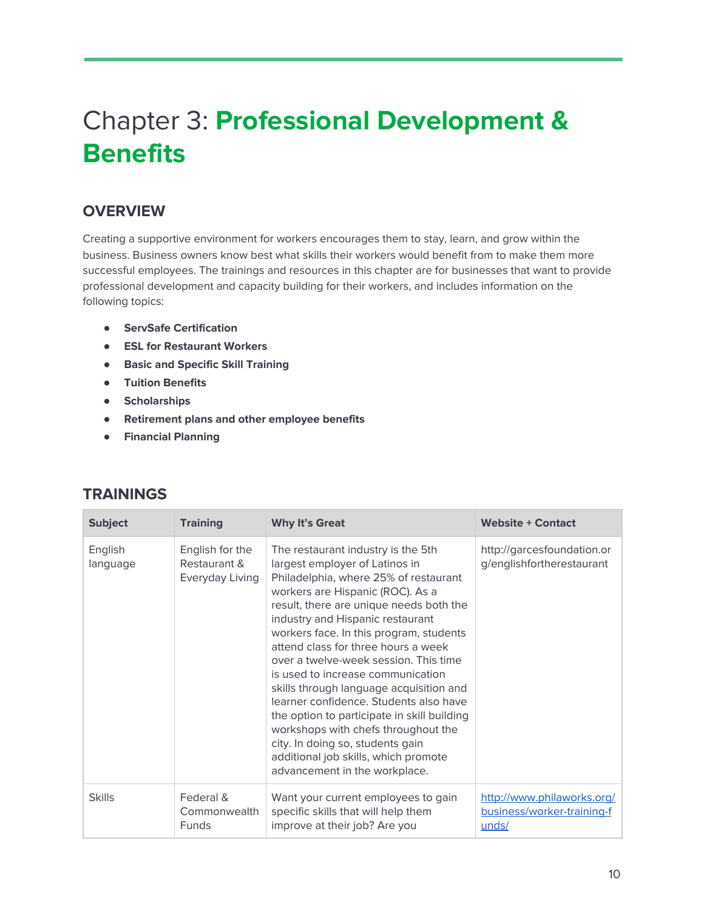# Chapter 3: **Professional Development & Benefits**

## OVERVIEW

Creating a supportive environment for workers encourages them to stay, learn, and grow within the business. Business owners know best what skills their workers would benefit from to make them more successful employees. The trainings and resources in this chapter are for businesses that want to provide professional development and capacity building for their workers, and includes information on the following topics:

- **ServSafe Certification**
- **ESL for Restaurant Workers**
- **Basic and Specific Skill Training**
- **Tuition Benefits**
- **Scholarships**
- **Retirement plans and other employee benefits**
- **Financial Planning**

## TRAININGS

| Subject | Training | Why It's Great | Website + Contact |
|---|---|---|---|
| English language | English for the Restaurant & Everyday Living | The restaurant industry is the 5th largest employer of Latinos in Philadelphia, where 25% of restaurant workers are Hispanic (ROC). As a result, there are unique needs both the industry and Hispanic restaurant workers face. In this program, students attend class for three hours a week over a twelve-week session. This time is used to increase communication skills through language acquisition and learner confidence. Students also have the option to participate in skill building workshops with chefs throughout the city. In doing so, students gain additional job skills, which promote advancement in the workplace. | http://garcesfoundation.org/englishfortherestaurant |
| Skills | Federal & Commonwealth Funds | Want your current employees to gain specific skills that will help them improve at their job? Are you | http://www.philaworks.org/business/worker-training-funds/ |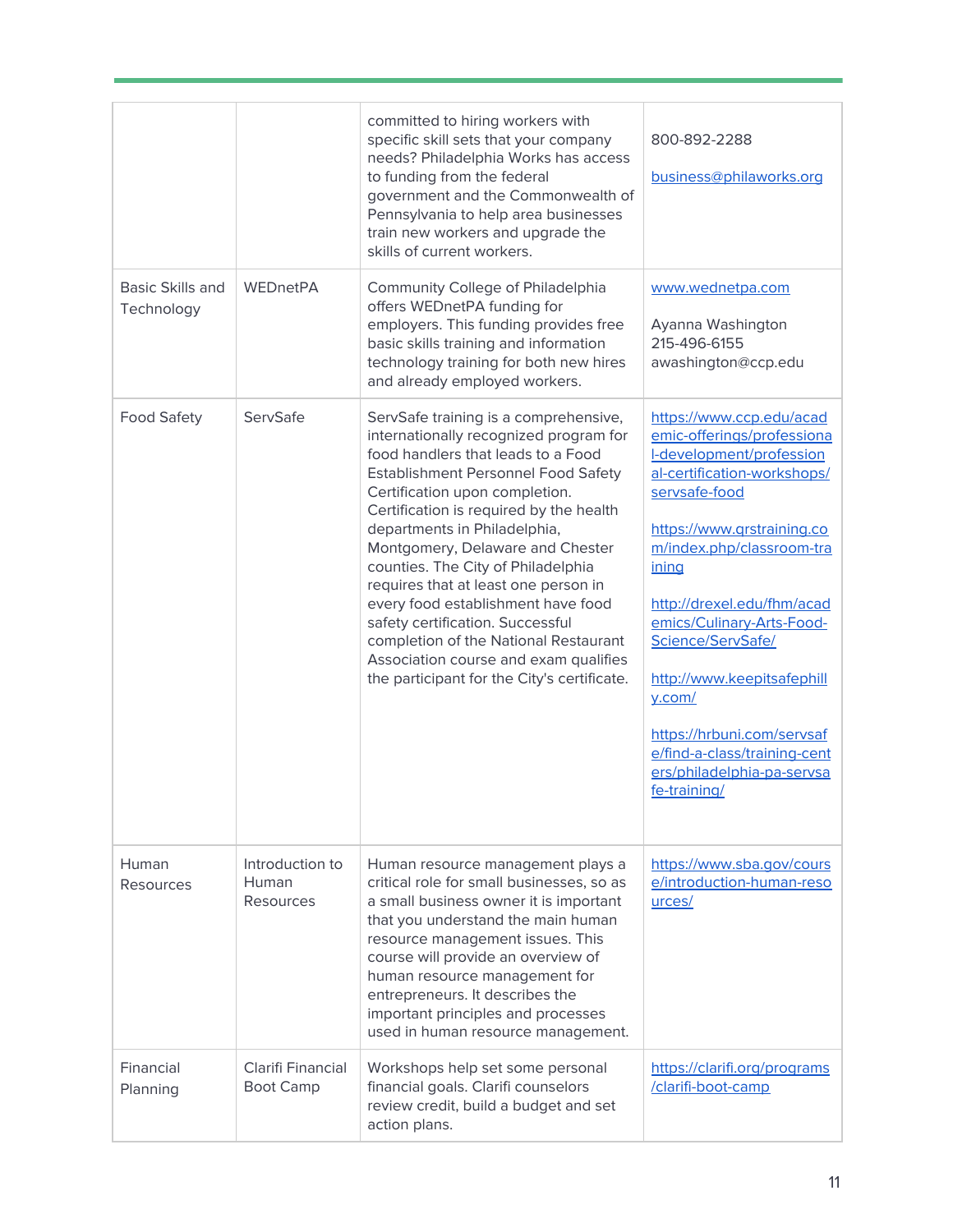| | | | |
|---|---|---|---|
| | | committed to hiring workers with specific skill sets that your company needs? Philadelphia Works has access to funding from the federal government and the Commonwealth of Pennsylvania to help area businesses train new workers and upgrade the skills of current workers. | 800-892-2288<br><br>business@philaworks.org |
| Basic Skills and Technology | WEDnetPA | Community College of Philadelphia offers WEDnetPA funding for employers. This funding provides free basic skills training and information technology training for both new hires and already employed workers. | www.wednetpa.com<br><br>Ayanna Washington<br>215-496-6155<br>awashington@ccp.edu |
| Food Safety | ServSafe | ServSafe training is a comprehensive, internationally recognized program for food handlers that leads to a Food Establishment Personnel Food Safety Certification upon completion. Certification is required by the health departments in Philadelphia, Montgomery, Delaware and Chester counties. The City of Philadelphia requires that at least one person in every food establishment have food safety certification. Successful completion of the National Restaurant Association course and exam qualifies the participant for the City's certificate. | https://www.ccp.edu/academic-offerings/professional-development/professional-certification-workshops/servsafe-food<br><br>https://www.qrstraining.com/index.php/classroom-training<br><br>http://drexel.edu/fhm/academics/Culinary-Arts-Food-Science/ServSafe/<br><br>http://www.keepitsafephilly.com/<br><br>https://hrbuni.com/servsafe/find-a-class/training-centers/philadelphia-pa-servsafe-training/ |
| Human Resources | Introduction to Human Resources | Human resource management plays a critical role for small businesses, so as a small business owner it is important that you understand the main human resource management issues. This course will provide an overview of human resource management for entrepreneurs. It describes the important principles and processes used in human resource management. | https://www.sba.gov/course/introduction-human-resources/ |
| Financial Planning | Clarifi Financial Boot Camp | Workshops help set some personal financial goals. Clarifi counselors review credit, build a budget and set action plans. | https://clarifi.org/programs/clarifi-boot-camp |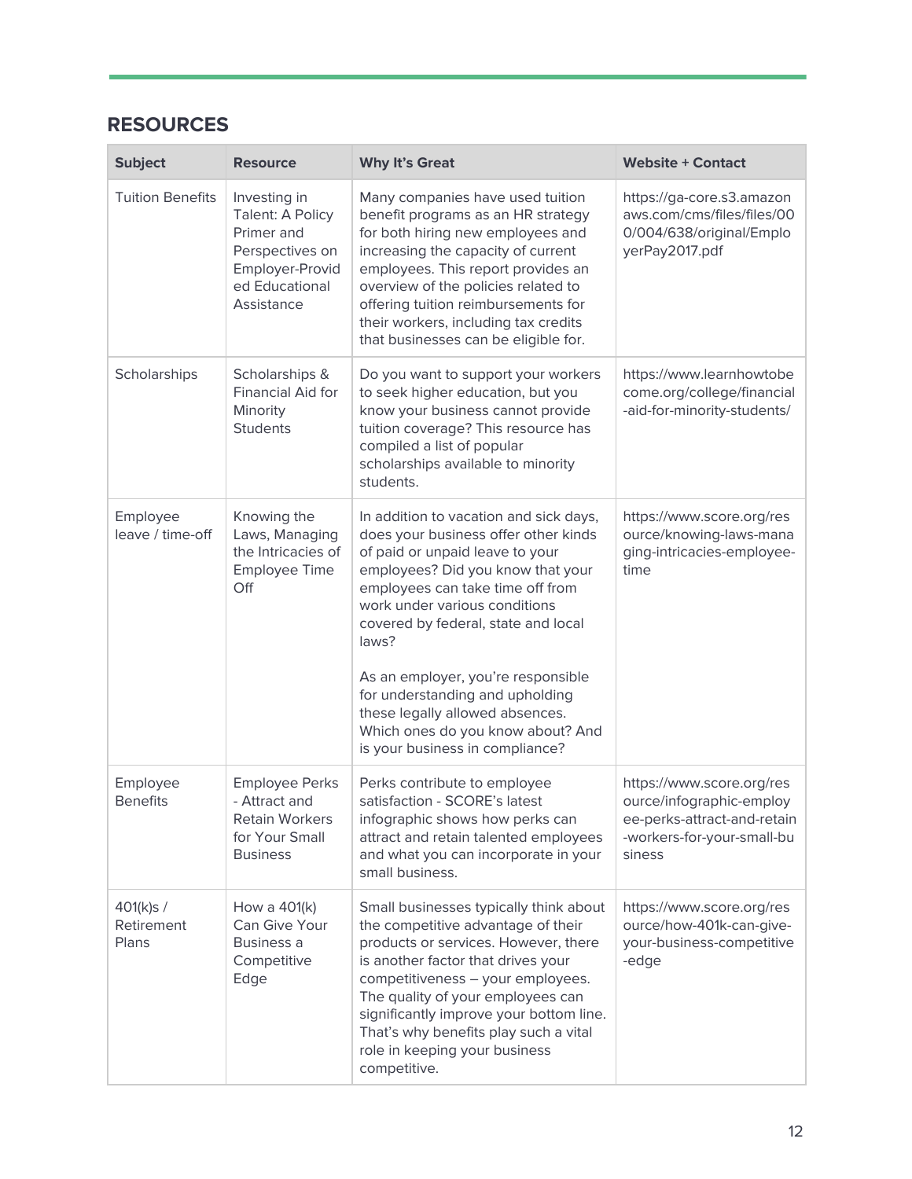## RESOURCES

| Subject | Resource | Why It's Great | Website + Contact |
|---|---|---|---|
| Tuition Benefits | Investing in Talent: A Policy Primer and Perspectives on Employer-Provided Educational Assistance | Many companies have used tuition benefit programs as an HR strategy for both hiring new employees and increasing the capacity of current employees. This report provides an overview of the policies related to offering tuition reimbursements for their workers, including tax credits that businesses can be eligible for. | https://ga-core.s3.amazonaws.com/cms/files/files/000/004/638/original/EmployerPay2017.pdf |
| Scholarships | Scholarships & Financial Aid for Minority Students | Do you want to support your workers to seek higher education, but you know your business cannot provide tuition coverage? This resource has compiled a list of popular scholarships available to minority students. | https://www.learnhowtobecome.org/college/financial-aid-for-minority-students/ |
| Employee leave / time-off | Knowing the Laws, Managing the Intricacies of Employee Time Off | In addition to vacation and sick days, does your business offer other kinds of paid or unpaid leave to your employees? Did you know that your employees can take time off from work under various conditions covered by federal, state and local laws?<br><br>As an employer, you're responsible for understanding and upholding these legally allowed absences. Which ones do you know about? And is your business in compliance? | https://www.score.org/resource/knowing-laws-managing-intricacies-employee-time |
| Employee Benefits | Employee Perks - Attract and Retain Workers for Your Small Business | Perks contribute to employee satisfaction - SCORE's latest infographic shows how perks can attract and retain talented employees and what you can incorporate in your small business. | https://www.score.org/resource/infographic-employee-perks-attract-and-retain-workers-for-your-small-business |
| 401(k)s / Retirement Plans | How a 401(k) Can Give Your Business a Competitive Edge | Small businesses typically think about the competitive advantage of their products or services. However, there is another factor that drives your competitiveness – your employees. The quality of your employees can significantly improve your bottom line. That's why benefits play such a vital role in keeping your business competitive. | https://www.score.org/resource/how-401k-can-give-your-business-competitive-edge |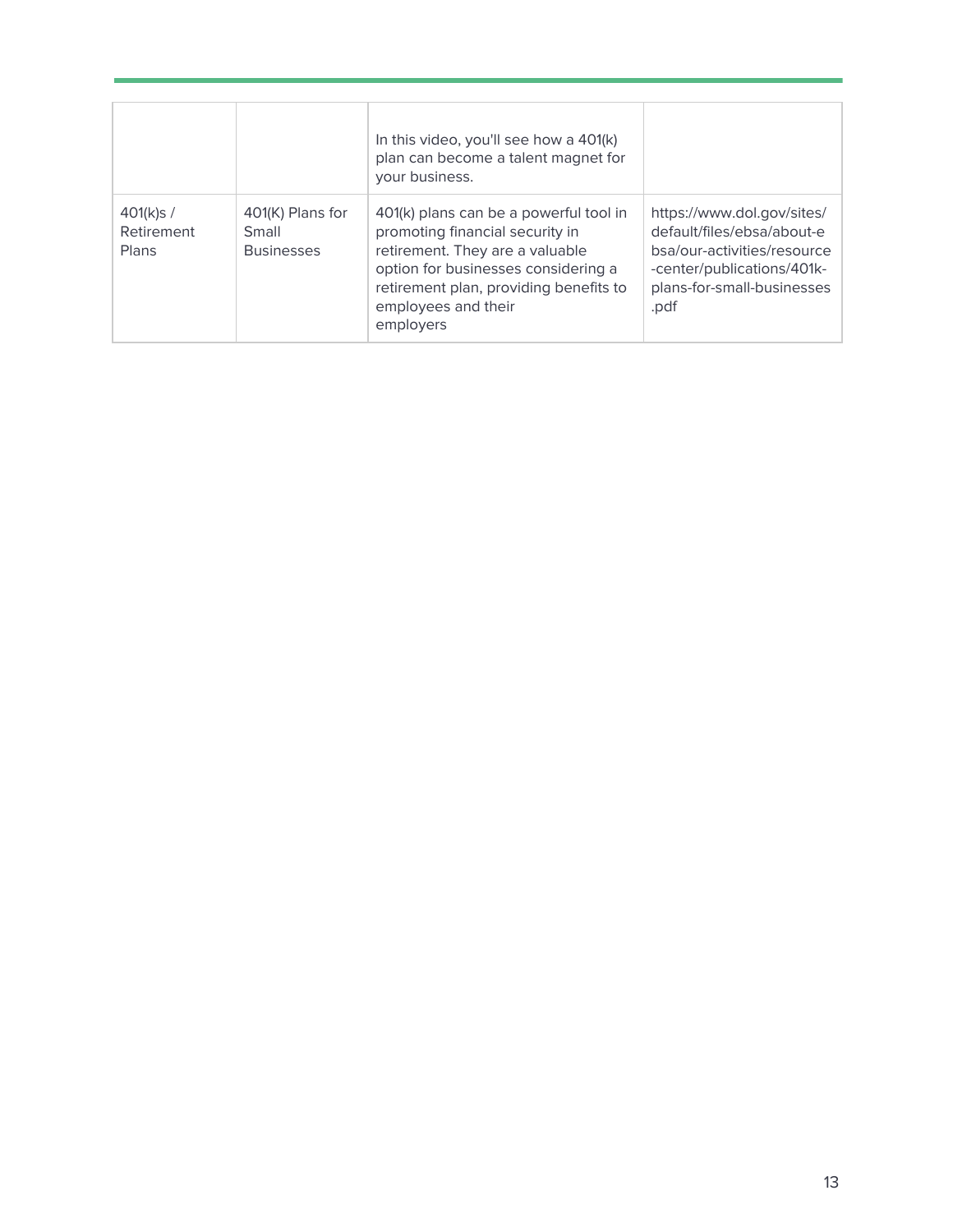| | | | |
|---|---|---|---|
| | | In this video, you'll see how a 401(k) plan can become a talent magnet for your business. | |
| 401(k)s / Retirement Plans | 401(K) Plans for Small Businesses | 401(k) plans can be a powerful tool in promoting financial security in retirement. They are a valuable option for businesses considering a retirement plan, providing benefits to employees and their employers | https://www.dol.gov/sites/default/files/ebsa/about-ebsa/our-activities/resource-center/publications/401k-plans-for-small-businesses.pdf |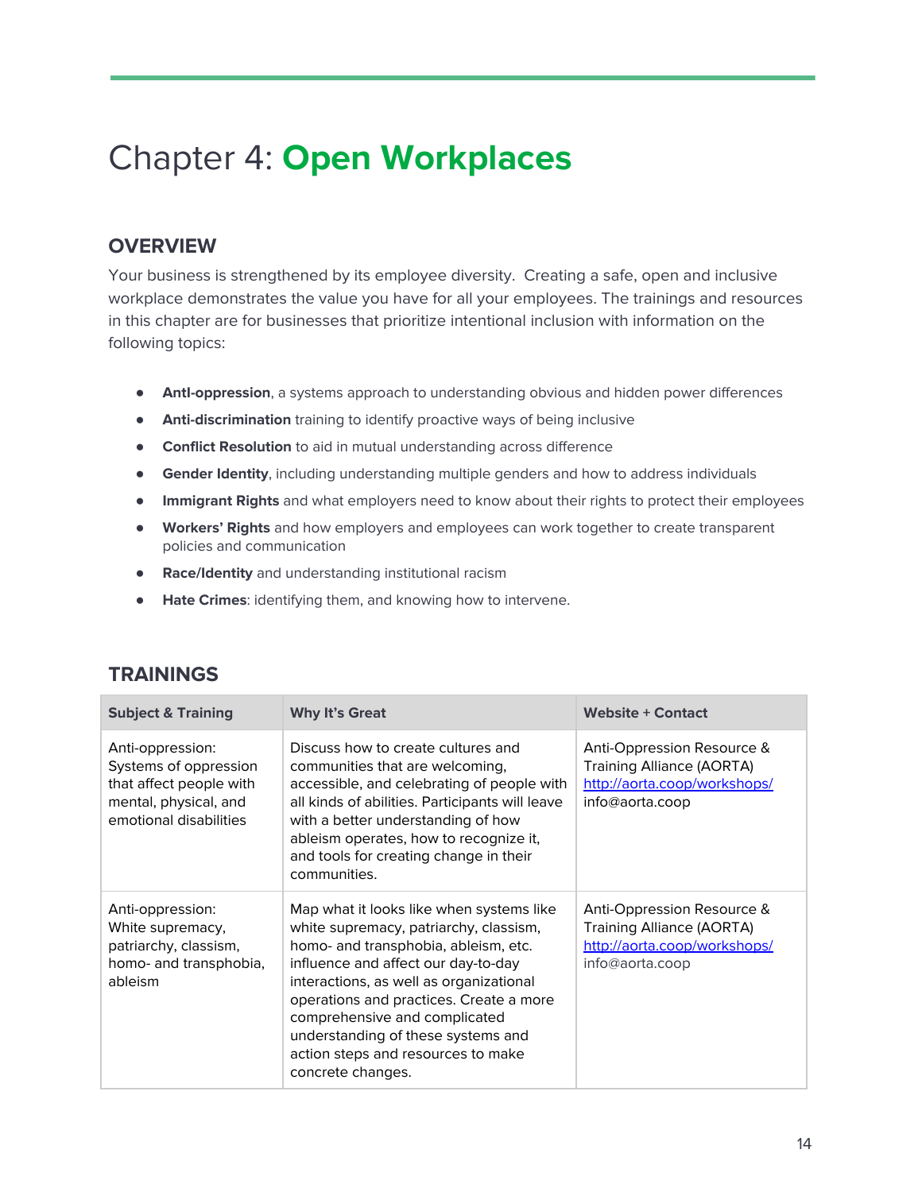# Chapter 4: **Open Workplaces**

## OVERVIEW

Your business is strengthened by its employee diversity.  Creating a safe, open and inclusive workplace demonstrates the value you have for all your employees. The trainings and resources in this chapter are for businesses that prioritize intentional inclusion with information on the following topics:

- **Antl-oppression**, a systems approach to understanding obvious and hidden power differences
- **Anti-discrimination** training to identify proactive ways of being inclusive
- **Conflict Resolution** to aid in mutual understanding across difference
- **Gender Identity**, including understanding multiple genders and how to address individuals
- **Immigrant Rights** and what employers need to know about their rights to protect their employees
- **Workers' Rights** and how employers and employees can work together to create transparent policies and communication
- **Race/Identity** and understanding institutional racism
- **Hate Crimes**: identifying them, and knowing how to intervene.

## TRAININGS

| Subject & Training | Why It's Great | Website + Contact |
|---|---|---|
| Anti-oppression: Systems of oppression that affect people with mental, physical, and emotional disabilities | Discuss how to create cultures and communities that are welcoming, accessible, and celebrating of people with all kinds of abilities. Participants will leave with a better understanding of how ableism operates, how to recognize it, and tools for creating change in their communities. | Anti-Oppression Resource & Training Alliance (AORTA) http://aorta.coop/workshops/ info@aorta.coop |
| Anti-oppression: White supremacy, patriarchy, classism, homo- and transphobia, ableism | Map what it looks like when systems like white supremacy, patriarchy, classism, homo- and transphobia, ableism, etc. influence and affect our day-to-day interactions, as well as organizational operations and practices. Create a more comprehensive and complicated understanding of these systems and action steps and resources to make concrete changes. | Anti-Oppression Resource & Training Alliance (AORTA) http://aorta.coop/workshops/ info@aorta.coop |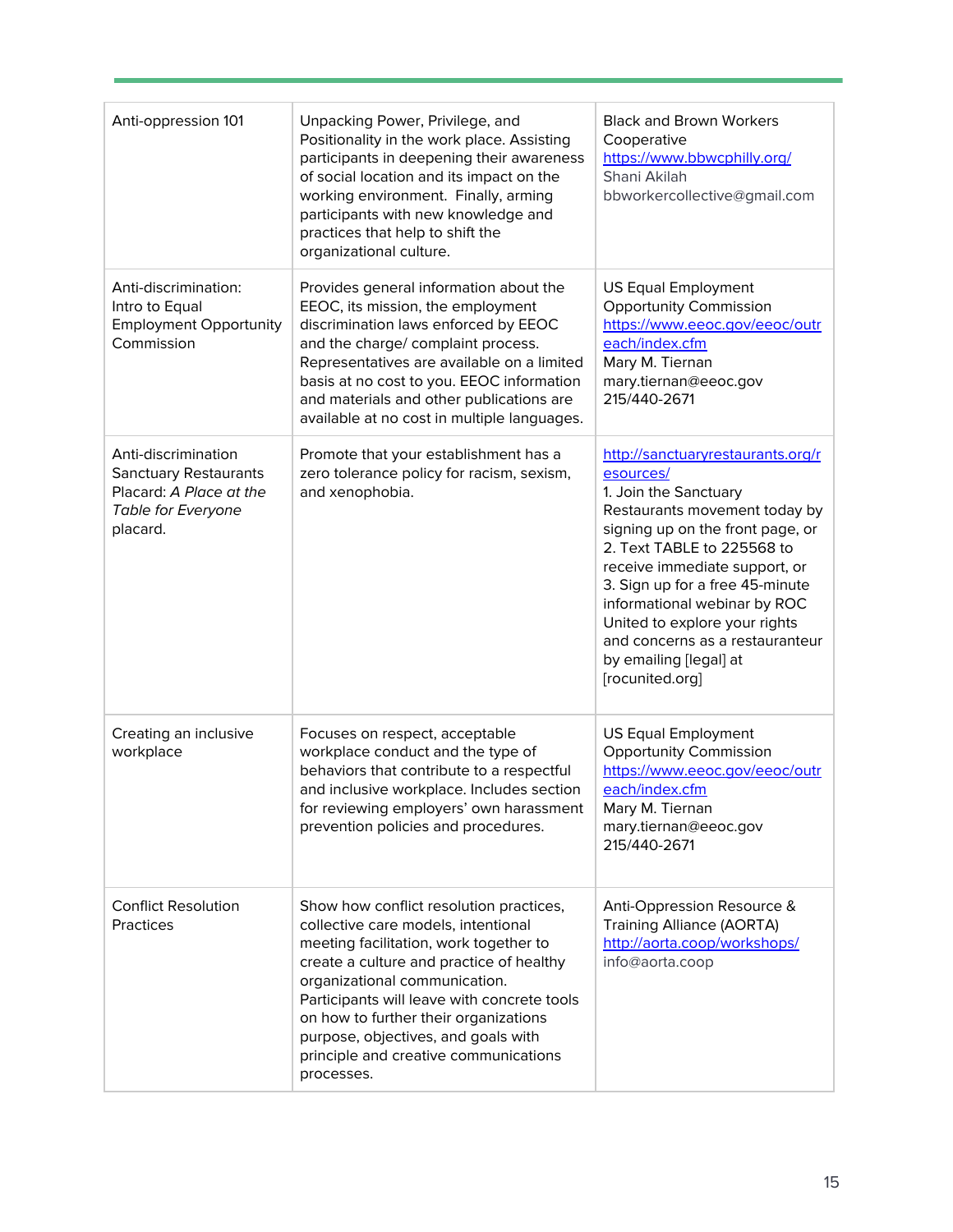| | | |
|---|---|---|
| Anti-oppression 101 | Unpacking Power, Privilege, and Positionality in the work place. Assisting participants in deepening their awareness of social location and its impact on the working environment. Finally, arming participants with new knowledge and practices that help to shift the organizational culture. | Black and Brown Workers Cooperative<br>https://www.bbwcphilly.org/<br>Shani Akilah<br>bbworkercollective@gmail.com |
| Anti-discrimination: Intro to Equal Employment Opportunity Commission | Provides general information about the EEOC, its mission, the employment discrimination laws enforced by EEOC and the charge/ complaint process. Representatives are available on a limited basis at no cost to you. EEOC information and materials and other publications are available at no cost in multiple languages. | US Equal Employment Opportunity Commission<br>https://www.eeoc.gov/eeoc/outreach/index.cfm<br>Mary M. Tiernan<br>mary.tiernan@eeoc.gov<br>215/440-2671 |
| Anti-discrimination Sanctuary Restaurants Placard: *A Place at the Table for Everyone* placard. | Promote that your establishment has a zero tolerance policy for racism, sexism, and xenophobia. | http://sanctuaryrestaurants.org/resources/<br>1. Join the Sanctuary Restaurants movement today by signing up on the front page, or<br>2. Text TABLE to 225568 to receive immediate support, or<br>3. Sign up for a free 45-minute informational webinar by ROC United to explore your rights and concerns as a restauranteur by emailing [legal] at [rocunited.org] |
| Creating an inclusive workplace | Focuses on respect, acceptable workplace conduct and the type of behaviors that contribute to a respectful and inclusive workplace. Includes section for reviewing employers' own harassment prevention policies and procedures. | US Equal Employment Opportunity Commission<br>https://www.eeoc.gov/eeoc/outreach/index.cfm<br>Mary M. Tiernan<br>mary.tiernan@eeoc.gov<br>215/440-2671 |
| Conflict Resolution Practices | Show how conflict resolution practices, collective care models, intentional meeting facilitation, work together to create a culture and practice of healthy organizational communication. Participants will leave with concrete tools on how to further their organizations purpose, objectives, and goals with principle and creative communications processes. | Anti-Oppression Resource & Training Alliance (AORTA)<br>http://aorta.coop/workshops/<br>info@aorta.coop |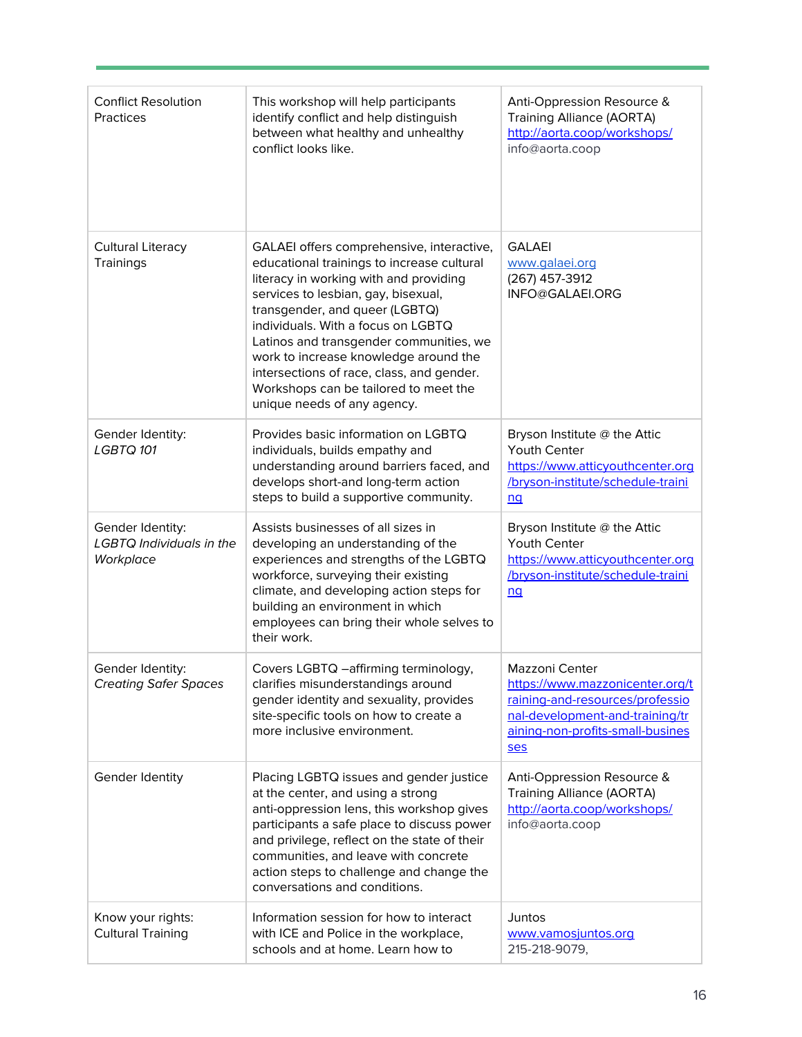| | | |
|---|---|---|
| Conflict Resolution Practices | This workshop will help participants identify conflict and help distinguish between what healthy and unhealthy conflict looks like. | Anti-Oppression Resource & Training Alliance (AORTA) http://aorta.coop/workshops/ info@aorta.coop |
| Cultural Literacy Trainings | GALAEI offers comprehensive, interactive, educational trainings to increase cultural literacy in working with and providing services to lesbian, gay, bisexual, transgender, and queer (LGBTQ) individuals. With a focus on LGBTQ Latinos and transgender communities, we work to increase knowledge around the intersections of race, class, and gender. Workshops can be tailored to meet the unique needs of any agency. | GALAEI www.galaei.org (267) 457-3912 INFO@GALAEI.ORG |
| Gender Identity: *LGBTQ 101* | Provides basic information on LGBTQ individuals, builds empathy and understanding around barriers faced, and develops short-and long-term action steps to build a supportive community. | Bryson Institute @ the Attic Youth Center https://www.atticyouthcenter.org/bryson-institute/schedule-training |
| Gender Identity: *LGBTQ Individuals in the Workplace* | Assists businesses of all sizes in developing an understanding of the experiences and strengths of the LGBTQ workforce, surveying their existing climate, and developing action steps for building an environment in which employees can bring their whole selves to their work. | Bryson Institute @ the Attic Youth Center https://www.atticyouthcenter.org/bryson-institute/schedule-training |
| Gender Identity: *Creating Safer Spaces* | Covers LGBTQ –affirming terminology, clarifies misunderstandings around gender identity and sexuality, provides site-specific tools on how to create a more inclusive environment. | Mazzoni Center https://www.mazzonicenter.org/training-and-resources/professional-development-and-training/training-non-profits-small-businesses |
| Gender Identity | Placing LGBTQ issues and gender justice at the center, and using a strong anti-oppression lens, this workshop gives participants a safe place to discuss power and privilege, reflect on the state of their communities, and leave with concrete action steps to challenge and change the conversations and conditions. | Anti-Oppression Resource & Training Alliance (AORTA) http://aorta.coop/workshops/ info@aorta.coop |
| Know your rights: Cultural Training | Information session for how to interact with ICE and Police in the workplace, schools and at home. Learn how to | Juntos www.vamosjuntos.org 215-218-9079, |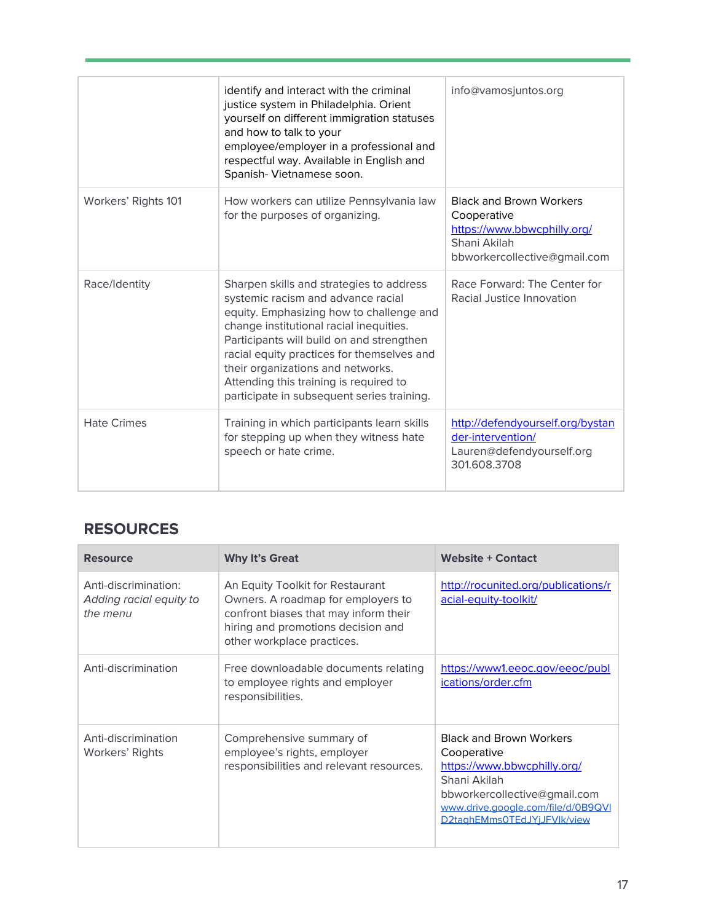|  |  |  |
|---|---|---|
|  | identify and interact with the criminal justice system in Philadelphia. Orient yourself on different immigration statuses and how to talk to your employee/employer in a professional and respectful way. Available in English and Spanish- Vietnamese soon. | info@vamosjuntos.org |
| Workers' Rights 101 | How workers can utilize Pennsylvania law for the purposes of organizing. | Black and Brown Workers Cooperative https://www.bbwcphilly.org/ Shani Akilah bbworkercollective@gmail.com |
| Race/Identity | Sharpen skills and strategies to address systemic racism and advance racial equity. Emphasizing how to challenge and change institutional racial inequities. Participants will build on and strengthen racial equity practices for themselves and their organizations and networks. Attending this training is required to participate in subsequent series training. | Race Forward: The Center for Racial Justice Innovation |
| Hate Crimes | Training in which participants learn skills for stepping up when they witness hate speech or hate crime. | http://defendyourself.org/bystander-intervention/ Lauren@defendyourself.org 301.608.3708 |

## RESOURCES

| Resource | Why It's Great | Website + Contact |
|---|---|---|
| Anti-discrimination: *Adding racial equity to the menu* | An Equity Toolkit for Restaurant Owners. A roadmap for employers to confront biases that may inform their hiring and promotions decision and other workplace practices. | http://rocunited.org/publications/racial-equity-toolkit/ |
| Anti-discrimination | Free downloadable documents relating to employee rights and employer responsibilities. | https://www1.eeoc.gov/eeoc/publications/order.cfm |
| Anti-discrimination Workers' Rights | Comprehensive summary of employee's rights, employer responsibilities and relevant resources. | Black and Brown Workers Cooperative https://www.bbwcphilly.org/ Shani Akilah bbworkercollective@gmail.com www.drive.google.com/file/d/0B9QVlD2taghEMms0TEdJYjJFVlk/view |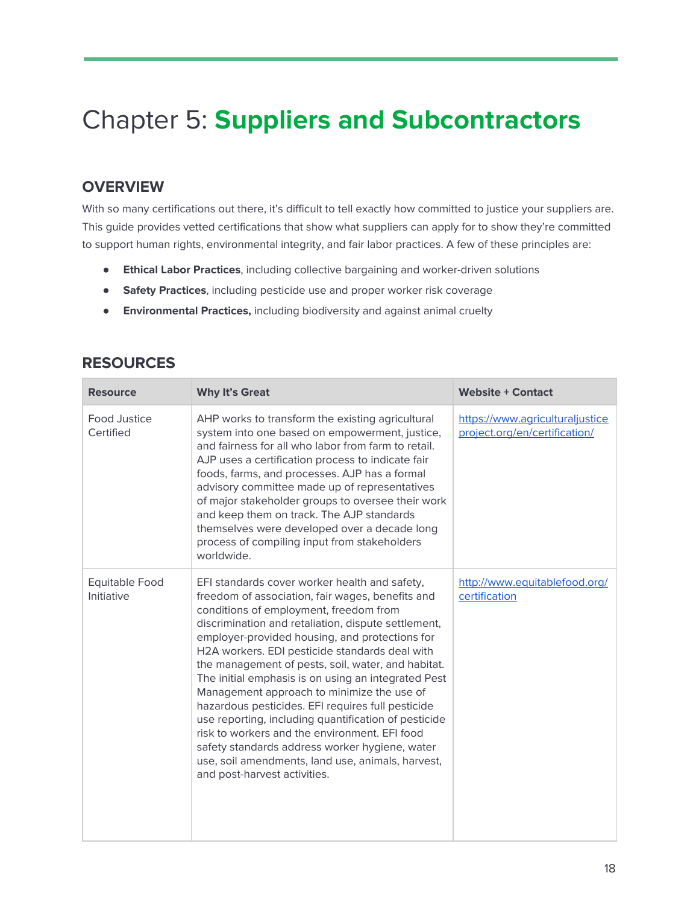# Chapter 5: **Suppliers and Subcontractors**

## OVERVIEW

With so many certifications out there, it's difficult to tell exactly how committed to justice your suppliers are. This guide provides vetted certifications that show what suppliers can apply for to show they're committed to support human rights, environmental integrity, and fair labor practices. A few of these principles are:

- **Ethical Labor Practices**, including collective bargaining and worker-driven solutions
- **Safety Practices**, including pesticide use and proper worker risk coverage
- **Environmental Practices,** including biodiversity and against animal cruelty

## RESOURCES

| Resource | Why It's Great | Website + Contact |
|---|---|---|
| Food Justice Certified | AHP works to transform the existing agricultural system into one based on empowerment, justice, and fairness for all who labor from farm to retail. AJP uses a certification process to indicate fair foods, farms, and processes. AJP has a formal advisory committee made up of representatives of major stakeholder groups to oversee their work and keep them on track. The AJP standards themselves were developed over a decade long process of compiling input from stakeholders worldwide. | https://www.agriculturaljusticeproject.org/en/certification/ |
| Equitable Food Initiative | EFI standards cover worker health and safety, freedom of association, fair wages, benefits and conditions of employment, freedom from discrimination and retaliation, dispute settlement, employer-provided housing, and protections for H2A workers. EDI pesticide standards deal with the management of pests, soil, water, and habitat. The initial emphasis is on using an integrated Pest Management approach to minimize the use of hazardous pesticides. EFI requires full pesticide use reporting, including quantification of pesticide risk to workers and the environment. EFI food safety standards address worker hygiene, water use, soil amendments, land use, animals, harvest, and post-harvest activities. | http://www.equitablefood.org/certification |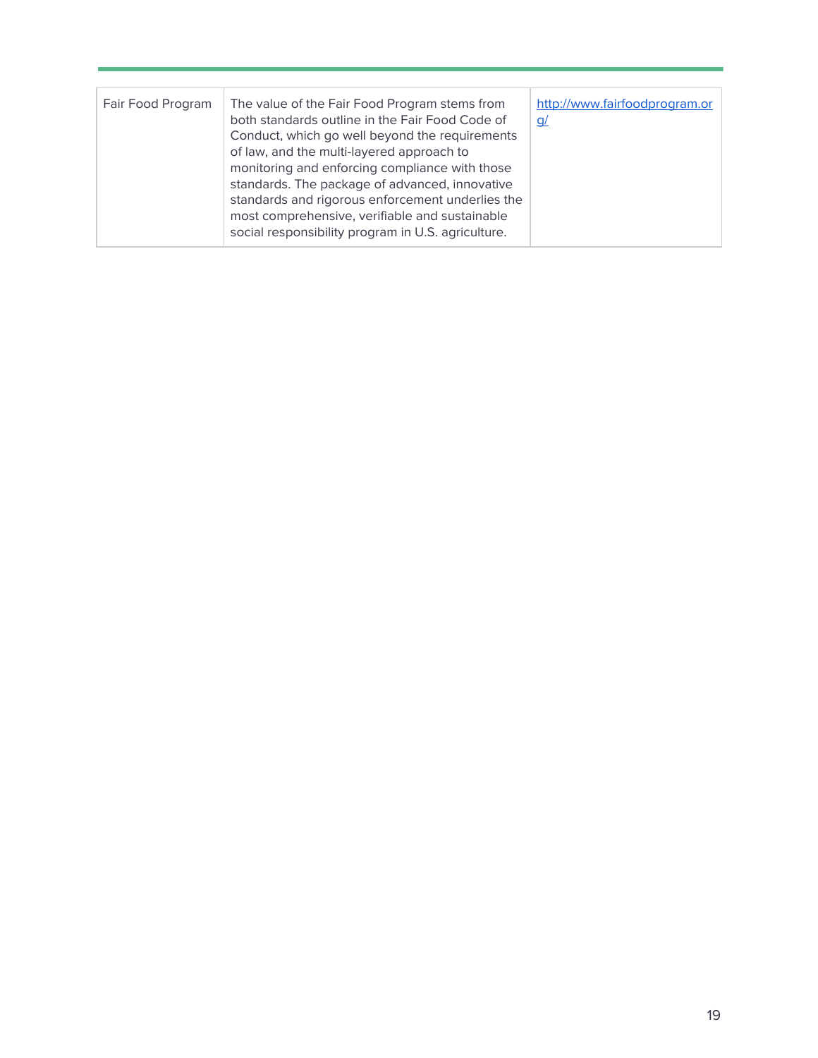| | | |
|---|---|---|
| Fair Food Program | The value of the Fair Food Program stems from both standards outline in the Fair Food Code of Conduct, which go well beyond the requirements of law, and the multi-layered approach to monitoring and enforcing compliance with those standards. The package of advanced, innovative standards and rigorous enforcement underlies the most comprehensive, verifiable and sustainable social responsibility program in U.S. agriculture. | http://www.fairfoodprogram.org/ |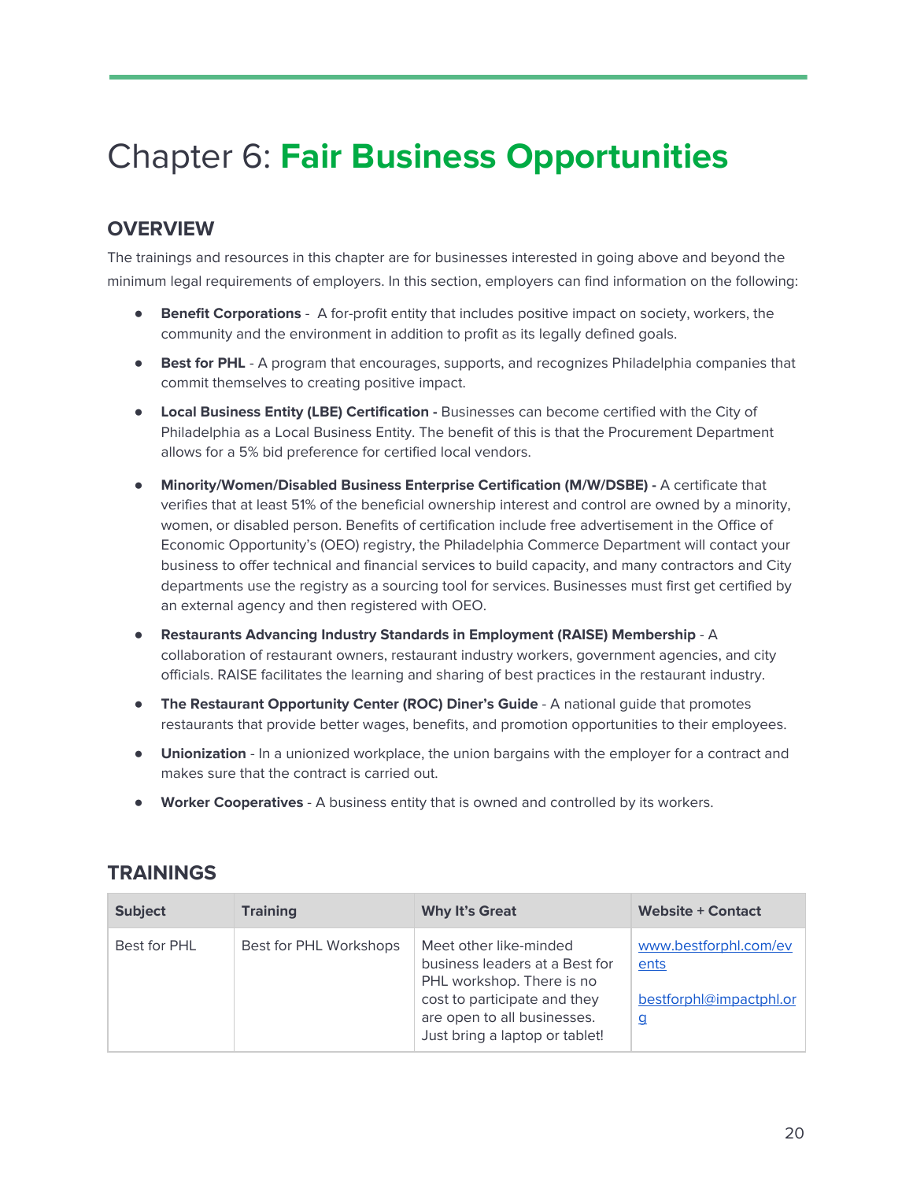# Chapter 6: **Fair Business Opportunities**

## OVERVIEW

The trainings and resources in this chapter are for businesses interested in going above and beyond the minimum legal requirements of employers. In this section, employers can find information on the following:

- **Benefit Corporations** - A for-profit entity that includes positive impact on society, workers, the community and the environment in addition to profit as its legally defined goals.
- **Best for PHL** - A program that encourages, supports, and recognizes Philadelphia companies that commit themselves to creating positive impact.
- **Local Business Entity (LBE) Certification -** Businesses can become certified with the City of Philadelphia as a Local Business Entity. The benefit of this is that the Procurement Department allows for a 5% bid preference for certified local vendors.
- **Minority/Women/Disabled Business Enterprise Certification (M/W/DSBE) -** A certificate that verifies that at least 51% of the beneficial ownership interest and control are owned by a minority, women, or disabled person. Benefits of certification include free advertisement in the Office of Economic Opportunity's (OEO) registry, the Philadelphia Commerce Department will contact your business to offer technical and financial services to build capacity, and many contractors and City departments use the registry as a sourcing tool for services. Businesses must first get certified by an external agency and then registered with OEO.
- **Restaurants Advancing Industry Standards in Employment (RAISE) Membership** - A collaboration of restaurant owners, restaurant industry workers, government agencies, and city officials. RAISE facilitates the learning and sharing of best practices in the restaurant industry.
- **The Restaurant Opportunity Center (ROC) Diner's Guide** - A national guide that promotes restaurants that provide better wages, benefits, and promotion opportunities to their employees.
- **Unionization** - In a unionized workplace, the union bargains with the employer for a contract and makes sure that the contract is carried out.
- **Worker Cooperatives** - A business entity that is owned and controlled by its workers.

## TRAININGS

| Subject | Training | Why It's Great | Website + Contact |
|---|---|---|---|
| Best for PHL | Best for PHL Workshops | Meet other like-minded business leaders at a Best for PHL workshop. There is no cost to participate and they are open to all businesses. Just bring a laptop or tablet! | www.bestforphl.com/events<br><br>bestforphl@impactphl.org |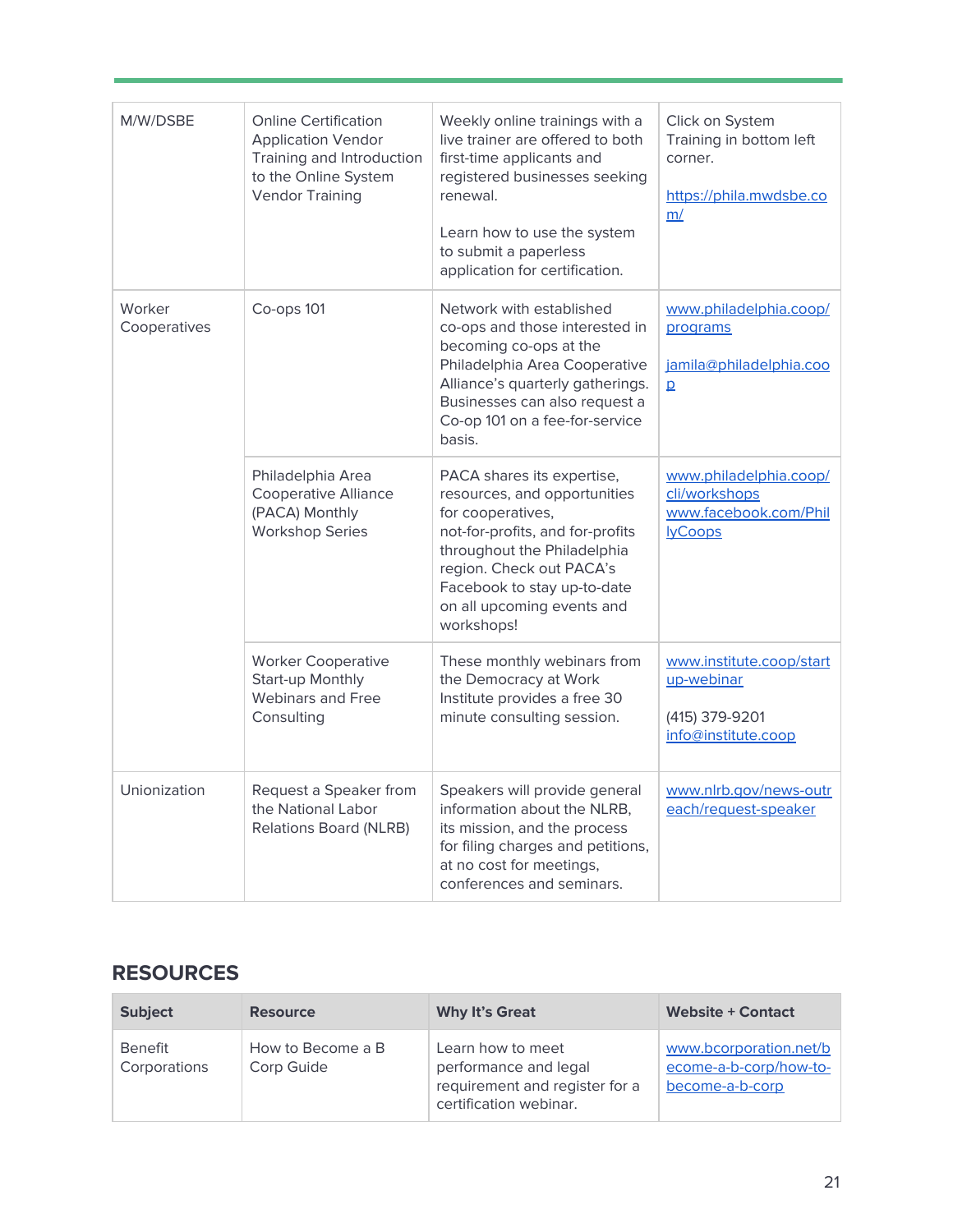| | | | |
|---|---|---|---|
| M/W/DSBE | Online Certification Application Vendor Training and Introduction to the Online System Vendor Training | Weekly online trainings with a live trainer are offered to both first-time applicants and registered businesses seeking renewal.<br><br>Learn how to use the system to submit a paperless application for certification. | Click on System Training in bottom left corner.<br><br>https://phila.mwdsbe.com/ |
| Worker Cooperatives | Co-ops 101 | Network with established co-ops and those interested in becoming co-ops at the Philadelphia Area Cooperative Alliance's quarterly gatherings. Businesses can also request a Co-op 101 on a fee-for-service basis. | www.philadelphia.coop/programs<br><br>jamila@philadelphia.coop |
| | Philadelphia Area Cooperative Alliance (PACA) Monthly Workshop Series | PACA shares its expertise, resources, and opportunities for cooperatives, not-for-profits, and for-profits throughout the Philadelphia region. Check out PACA's Facebook to stay up-to-date on all upcoming events and workshops! | www.philadelphia.coop/cli/workshops<br>www.facebook.com/PhillyCoops |
| | Worker Cooperative Start-up Monthly Webinars and Free Consulting | These monthly webinars from the Democracy at Work Institute provides a free 30 minute consulting session. | www.institute.coop/startup-webinar<br><br>(415) 379-9201<br>info@institute.coop |
| Unionization | Request a Speaker from the National Labor Relations Board (NLRB) | Speakers will provide general information about the NLRB, its mission, and the process for filing charges and petitions, at no cost for meetings, conferences and seminars. | www.nlrb.gov/news-outreach/request-speaker |

## RESOURCES

| Subject | Resource | Why It's Great | Website + Contact |
|---|---|---|---|
| Benefit Corporations | How to Become a B Corp Guide | Learn how to meet performance and legal requirement and register for a certification webinar. | www.bcorporation.net/become-a-b-corp/how-to-become-a-b-corp |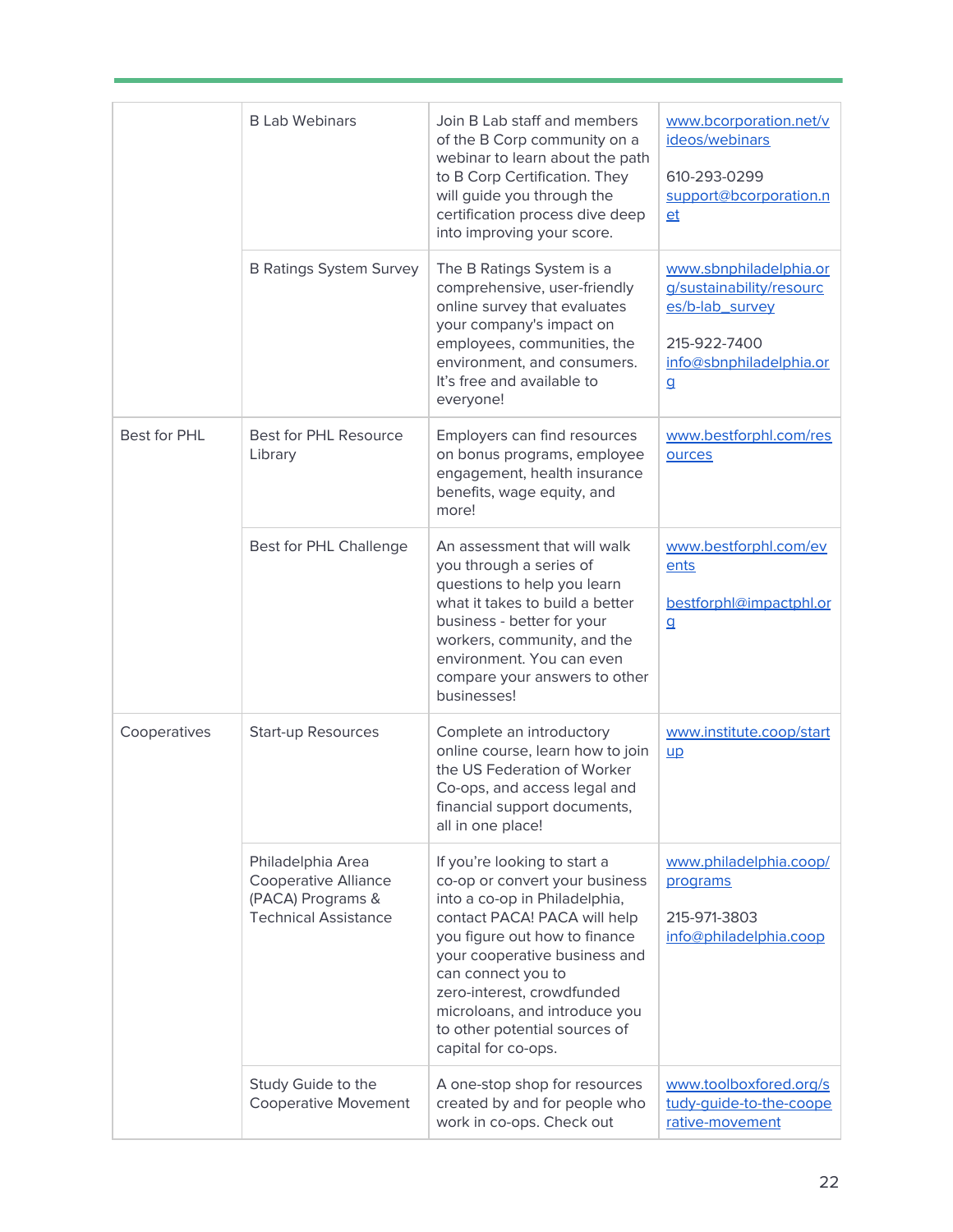| | | | |
|---|---|---|---|
| | B Lab Webinars | Join B Lab staff and members of the B Corp community on a webinar to learn about the path to B Corp Certification. They will guide you through the certification process dive deep into improving your score. | www.bcorporation.net/videos/webinars<br><br>610-293-0299<br>support@bcorporation.net |
| | B Ratings System Survey | The B Ratings System is a comprehensive, user-friendly online survey that evaluates your company's impact on employees, communities, the environment, and consumers. It's free and available to everyone! | www.sbnphiladelphia.org/sustainability/resources/b-lab_survey<br><br>215-922-7400<br>info@sbnphiladelphia.org |
| Best for PHL | Best for PHL Resource Library | Employers can find resources on bonus programs, employee engagement, health insurance benefits, wage equity, and more! | www.bestforphl.com/resources |
| | Best for PHL Challenge | An assessment that will walk you through a series of questions to help you learn what it takes to build a better business - better for your workers, community, and the environment. You can even compare your answers to other businesses! | www.bestforphl.com/events<br><br>bestforphl@impactphl.org |
| Cooperatives | Start-up Resources | Complete an introductory online course, learn how to join the US Federation of Worker Co-ops, and access legal and financial support documents, all in one place! | www.institute.coop/startup |
| | Philadelphia Area Cooperative Alliance (PACA) Programs & Technical Assistance | If you're looking to start a co-op or convert your business into a co-op in Philadelphia, contact PACA! PACA will help you figure out how to finance your cooperative business and can connect you to zero-interest, crowdfunded microloans, and introduce you to other potential sources of capital for co-ops. | www.philadelphia.coop/programs<br><br>215-971-3803<br>info@philadelphia.coop |
| | Study Guide to the Cooperative Movement | A one-stop shop for resources created by and for people who work in co-ops. Check out | www.toolboxfored.org/study-guide-to-the-cooperative-movement |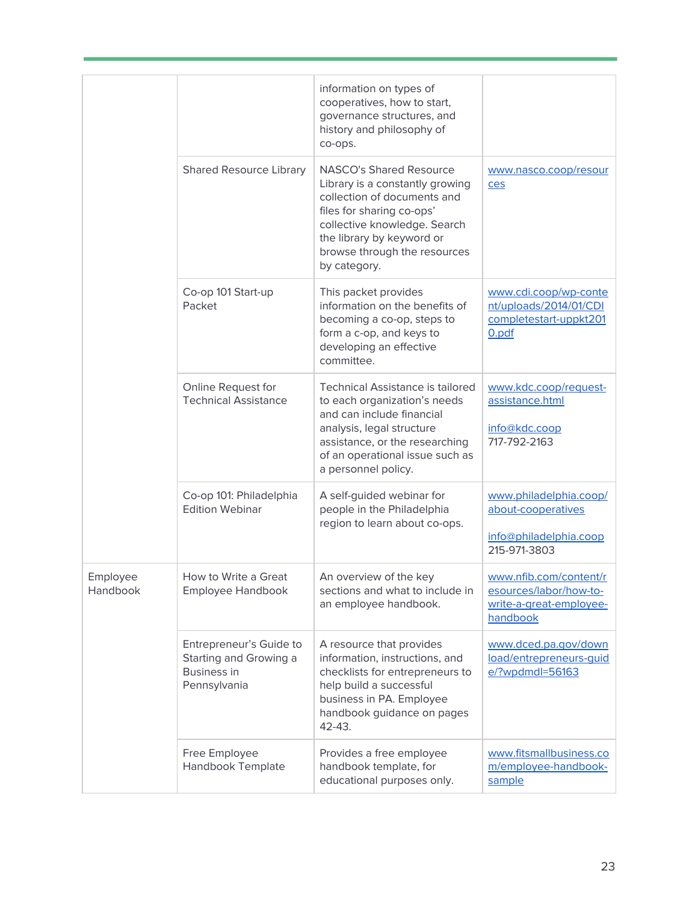| | | | |
|---|---|---|---|
| | | information on types of cooperatives, how to start, governance structures, and history and philosophy of co-ops. | |
| | Shared Resource Library | NASCO's Shared Resource Library is a constantly growing collection of documents and files for sharing co-ops' collective knowledge. Search the library by keyword or browse through the resources by category. | www.nasco.coop/resources |
| | Co-op 101 Start-up Packet | This packet provides information on the benefits of becoming a co-op, steps to form a c-op, and keys to developing an effective committee. | www.cdi.coop/wp-content/uploads/2014/01/CDIcompletestart-uppkt2010.pdf |
| | Online Request for Technical Assistance | Technical Assistance is tailored to each organization's needs and can include financial analysis, legal structure assistance, or the researching of an operational issue such as a personnel policy. | www.kdc.coop/request-assistance.html<br><br>info@kdc.coop<br>717-792-2163 |
| | Co-op 101: Philadelphia Edition Webinar | A self-guided webinar for people in the Philadelphia region to learn about co-ops. | www.philadelphia.coop/about-cooperatives<br><br>info@philadelphia.coop<br>215-971-3803 |
| Employee Handbook | How to Write a Great Employee Handbook | An overview of the key sections and what to include in an employee handbook. | www.nfib.com/content/resources/labor/how-to-write-a-great-employee-handbook |
| | Entrepreneur's Guide to Starting and Growing a Business in Pennsylvania | A resource that provides information, instructions, and checklists for entrepreneurs to help build a successful business in PA. Employee handbook guidance on pages 42-43. | www.dced.pa.gov/download/entrepreneurs-guide/?wpdmdl=56163 |
| | Free Employee Handbook Template | Provides a free employee handbook template, for educational purposes only. | www.fitsmallbusiness.com/employee-handbook-sample |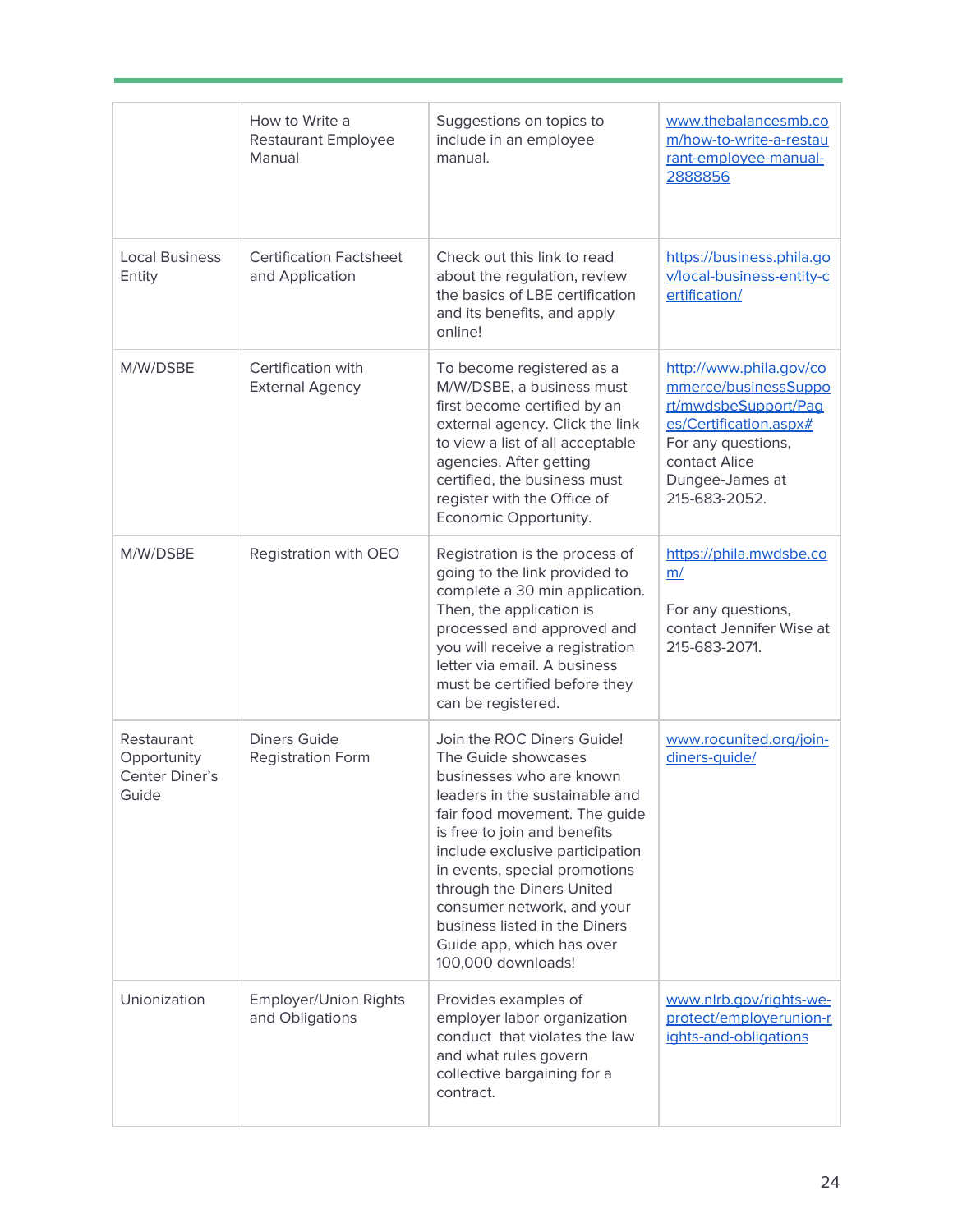| | | | |
|---|---|---|---|
| | How to Write a Restaurant Employee Manual | Suggestions on topics to include in an employee manual. | www.thebalancesmb.com/how-to-write-a-restaurant-employee-manual-2888856 |
| Local Business Entity | Certification Factsheet and Application | Check out this link to read about the regulation, review the basics of LBE certification and its benefits, and apply online! | https://business.phila.gov/local-business-entity-certification/ |
| M/W/DSBE | Certification with External Agency | To become registered as a M/W/DSBE, a business must first become certified by an external agency. Click the link to view a list of all acceptable agencies. After getting certified, the business must register with the Office of Economic Opportunity. | http://www.phila.gov/commerce/businessSupport/mwdsbeSupport/Pages/Certification.aspx# For any questions, contact Alice Dungee-James at 215-683-2052. |
| M/W/DSBE | Registration with OEO | Registration is the process of going to the link provided to complete a 30 min application. Then, the application is processed and approved and you will receive a registration letter via email. A business must be certified before they can be registered. | https://phila.mwdsbe.com/ For any questions, contact Jennifer Wise at 215-683-2071. |
| Restaurant Opportunity Center Diner's Guide | Diners Guide Registration Form | Join the ROC Diners Guide! The Guide showcases businesses who are known leaders in the sustainable and fair food movement. The guide is free to join and benefits include exclusive participation in events, special promotions through the Diners United consumer network, and your business listed in the Diners Guide app, which has over 100,000 downloads! | www.rocunited.org/join-diners-guide/ |
| Unionization | Employer/Union Rights and Obligations | Provides examples of employer labor organization conduct that violates the law and what rules govern collective bargaining for a contract. | www.nlrb.gov/rights-we-protect/employerunion-rights-and-obligations |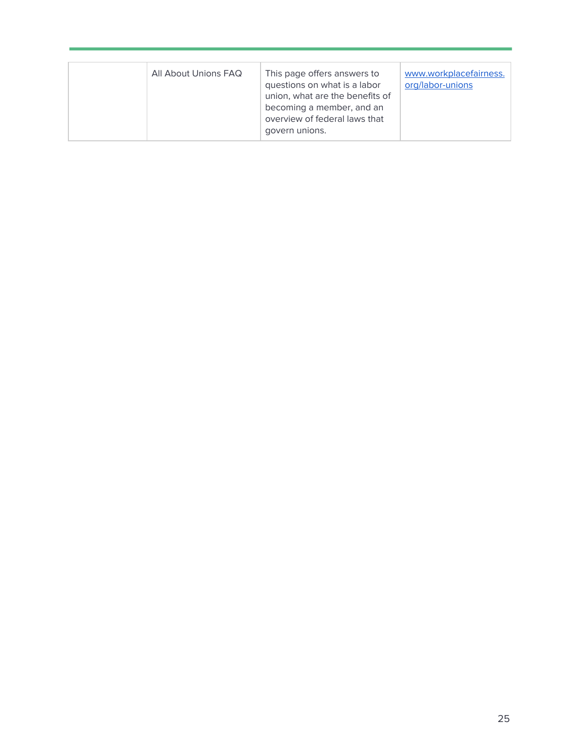| | | | |
|---|---|---|---|
| | All About Unions FAQ | This page offers answers to questions on what is a labor union, what are the benefits of becoming a member, and an overview of federal laws that govern unions. | [www.workplacefairness.org/labor-unions](http://www.workplacefairness.org/labor-unions) |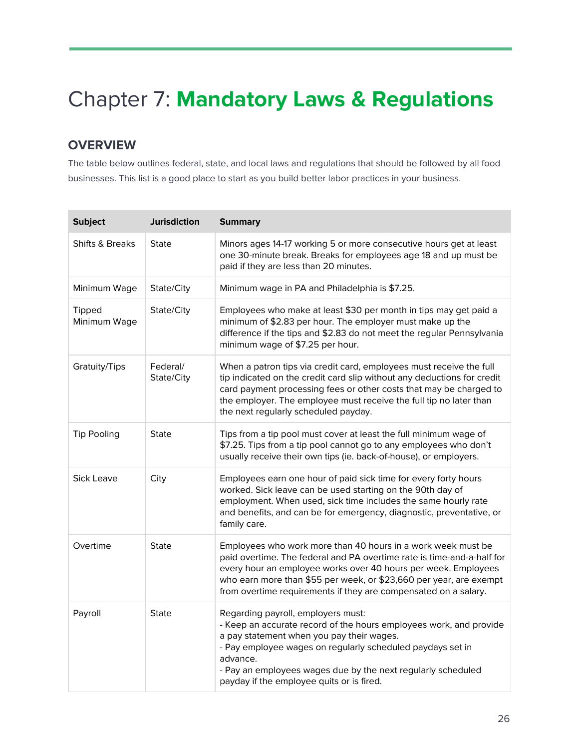# Chapter 7: **Mandatory Laws & Regulations**

## OVERVIEW

The table below outlines federal, state, and local laws and regulations that should be followed by all food businesses. This list is a good place to start as you build better labor practices in your business.

| Subject | Jurisdiction | Summary |
|---|---|---|
| Shifts & Breaks | State | Minors ages 14-17 working 5 or more consecutive hours get at least one 30-minute break. Breaks for employees age 18 and up must be paid if they are less than 20 minutes. |
| Minimum Wage | State/City | Minimum wage in PA and Philadelphia is $7.25. |
| Tipped Minimum Wage | State/City | Employees who make at least $30 per month in tips may get paid a minimum of $2.83 per hour. The employer must make up the difference if the tips and $2.83 do not meet the regular Pennsylvania minimum wage of $7.25 per hour. |
| Gratuity/Tips | Federal/ State/City | When a patron tips via credit card, employees must receive the full tip indicated on the credit card slip without any deductions for credit card payment processing fees or other costs that may be charged to the employer. The employee must receive the full tip no later than the next regularly scheduled payday. |
| Tip Pooling | State | Tips from a tip pool must cover at least the full minimum wage of $7.25. Tips from a tip pool cannot go to any employees who don't usually receive their own tips (ie. back-of-house), or employers. |
| Sick Leave | City | Employees earn one hour of paid sick time for every forty hours worked. Sick leave can be used starting on the 90th day of employment. When used, sick time includes the same hourly rate and benefits, and can be for emergency, diagnostic, preventative, or family care. |
| Overtime | State | Employees who work more than 40 hours in a work week must be paid overtime. The federal and PA overtime rate is time-and-a-half for every hour an employee works over 40 hours per week. Employees who earn more than $55 per week, or $23,660 per year, are exempt from overtime requirements if they are compensated on a salary. |
| Payroll | State | Regarding payroll, employers must:<br>- Keep an accurate record of the hours employees work, and provide a pay statement when you pay their wages.<br>- Pay employee wages on regularly scheduled paydays set in advance.<br>- Pay an employees wages due by the next regularly scheduled payday if the employee quits or is fired. |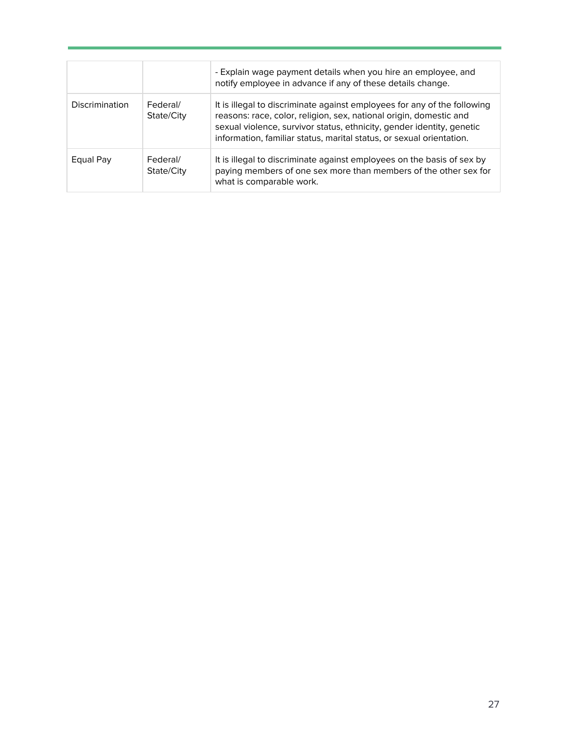| | | |
|---|---|---|
| | | - Explain wage payment details when you hire an employee, and notify employee in advance if any of these details change. |
| Discrimination | Federal/ State/City | It is illegal to discriminate against employees for any of the following reasons: race, color, religion, sex, national origin, domestic and sexual violence, survivor status, ethnicity, gender identity, genetic information, familiar status, marital status, or sexual orientation. |
| Equal Pay | Federal/ State/City | It is illegal to discriminate against employees on the basis of sex by paying members of one sex more than members of the other sex for what is comparable work. |